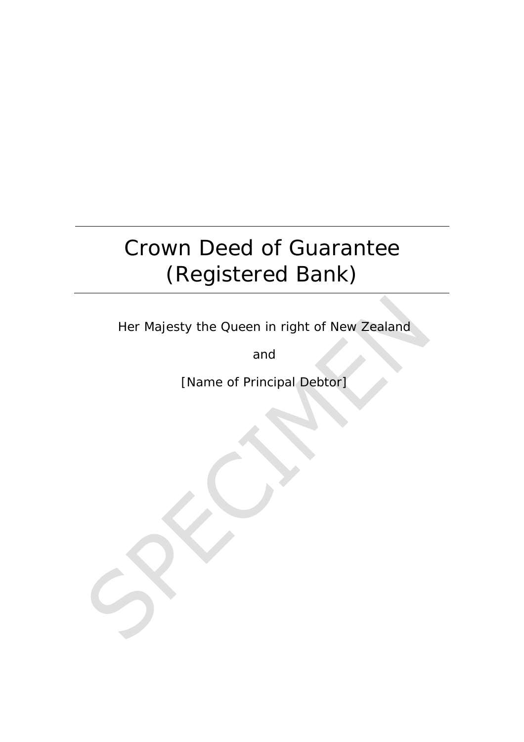# Crown Deed of Guarantee (Registered Bank)

Her Majesty the Queen in right of New Zealand

and

[Name of Principal Debtor]

SPECIMEN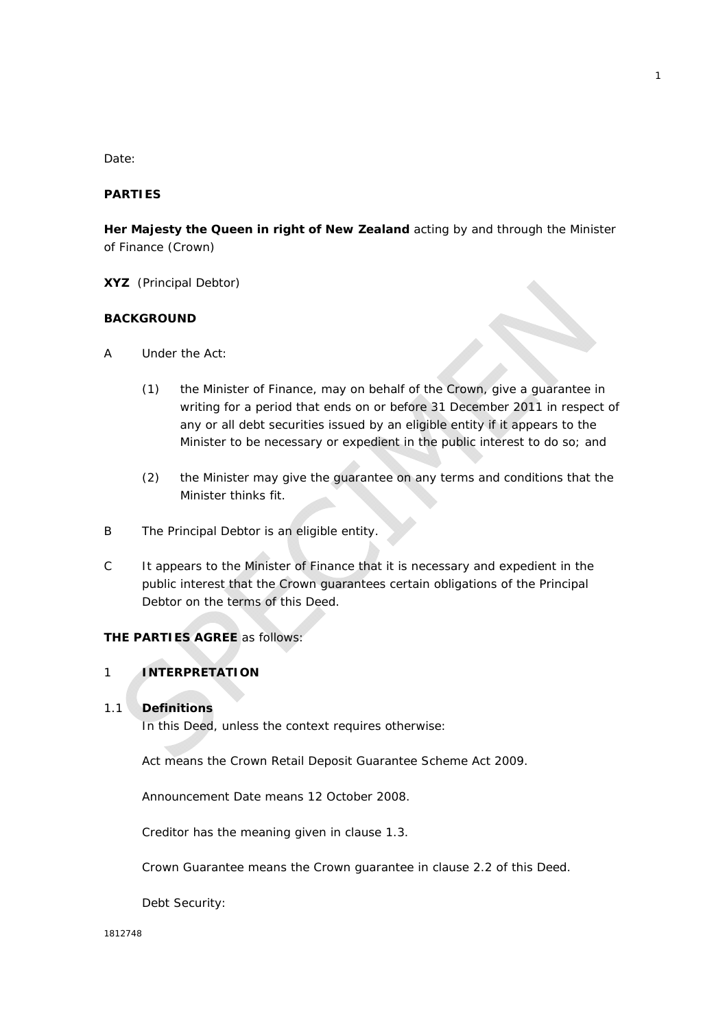Date:

**PARTIES**

**Her Majesty the Queen in right of New Zealand** acting by and through the Minister of Finance (Crown)

**XYZ** (Principal Debtor)

**BACKGROUND**

A Under the Act:

(1) the Minister of Finance, may on behalf of the Crown, give a guarantee in writing for a period that ends on or before 31 December 2011 in respect of any or all debt securities issued by an eligible entity if it appears to the Minister to be necessary or expedient in the public interest to do so; and

(2) the Minister may give the guarantee on any terms and conditions that the Minister thinks fit.

B The Principal Debtor is an eligible entity.

C It appears to the Minister of Finance that it is necessary and expedient in the public interest that the Crown guarantees certain obligations of the Principal Debtor on the terms of this Deed.

**THE PARTIES AGREE** as follows:

## 1 INTERPRETATION

### 1.1 Definitions

In this Deed, unless the context requires otherwise:

Act means the Crown Retail Deposit Guarantee Scheme Act 2009.

Announcement Date means 12 October 2008.

Creditor has the meaning given in clause 1.3.

Crown Guarantee means the Crown guarantee in clause 2.2 of this Deed.

Debt Security: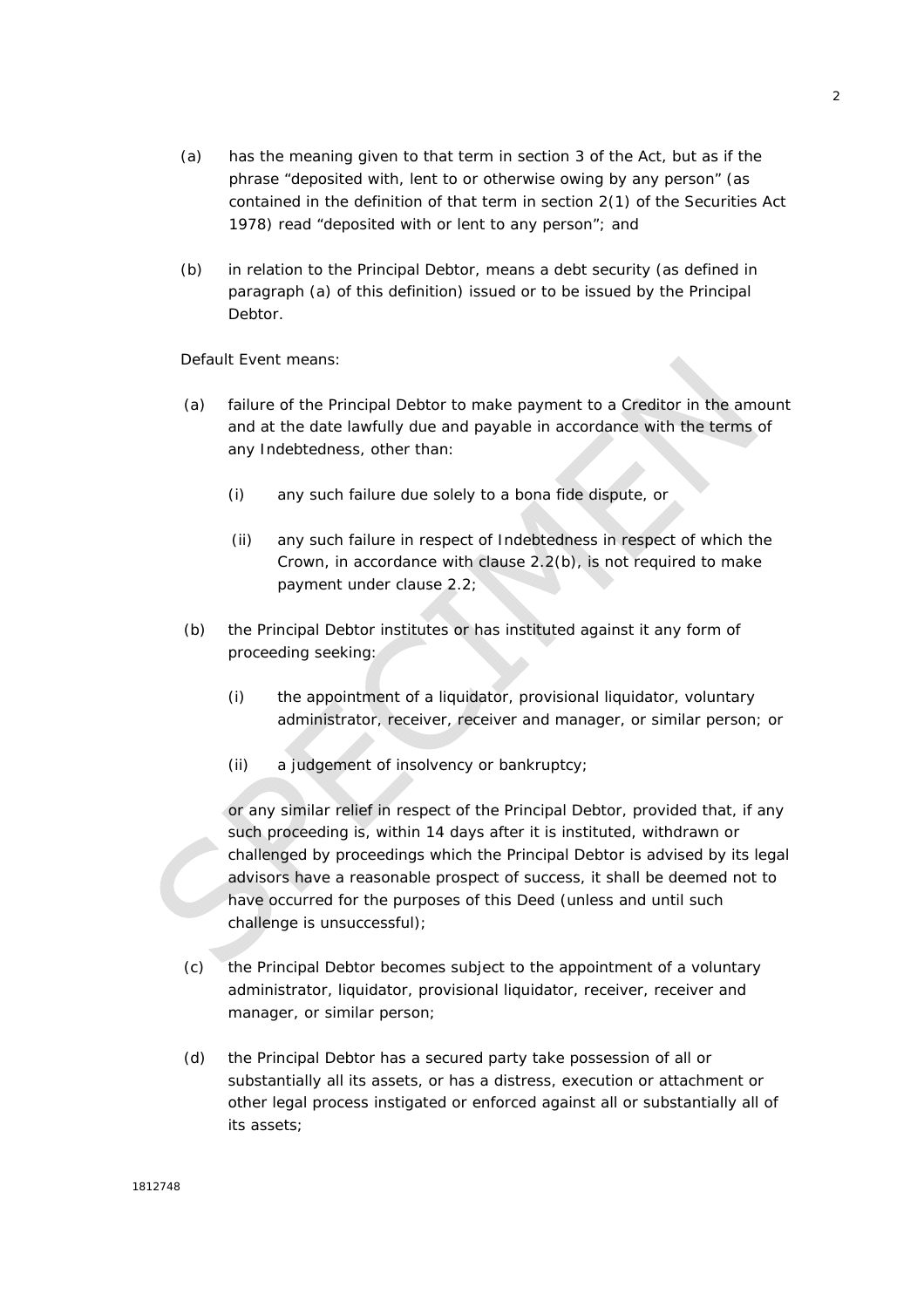(a) has the meaning given to that term in section 3 of the Act, but as if the phrase "deposited with, lent to or otherwise owing by any person" (as contained in the definition of that term in section 2(1) of the Securities Act 1978) read "deposited with or lent to any person"; and

(b) in relation to the Principal Debtor, means a debt security (as defined in paragraph (a) of this definition) issued or to be issued by the Principal Debtor.

Default Event means:

(a) failure of the Principal Debtor to make payment to a Creditor in the amount and at the date lawfully due and payable in accordance with the terms of any Indebtedness, other than:

   (i) any such failure due solely to a bona fide dispute, or

   (ii) any such failure in respect of Indebtedness in respect of which the Crown, in accordance with clause 2.2(b), is not required to make payment under clause 2.2;

(b) the Principal Debtor institutes or has instituted against it any form of proceeding seeking:

   (i) the appointment of a liquidator, provisional liquidator, voluntary administrator, receiver, receiver and manager, or similar person; or

   (ii) a judgement of insolvency or bankruptcy;

   or any similar relief in respect of the Principal Debtor, provided that, if any such proceeding is, within 14 days after it is instituted, withdrawn or challenged by proceedings which the Principal Debtor is advised by its legal advisors have a reasonable prospect of success, it shall be deemed not to have occurred for the purposes of this Deed (unless and until such challenge is unsuccessful);

(c) the Principal Debtor becomes subject to the appointment of a voluntary administrator, liquidator, provisional liquidator, receiver, receiver and manager, or similar person;

(d) the Principal Debtor has a secured party take possession of all or substantially all its assets, or has a distress, execution or attachment or other legal process instigated or enforced against all or substantially all of its assets;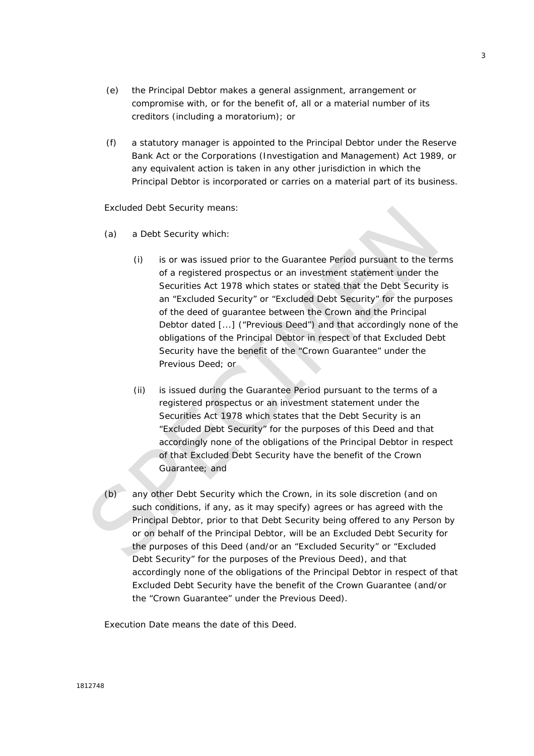(e) the Principal Debtor makes a general assignment, arrangement or compromise with, or for the benefit of, all or a material number of its creditors (including a moratorium); or

(f) a statutory manager is appointed to the Principal Debtor under the Reserve Bank Act or the Corporations (Investigation and Management) Act 1989, or any equivalent action is taken in any other jurisdiction in which the Principal Debtor is incorporated or carries on a material part of its business.

Excluded Debt Security means:

(a) a Debt Security which:

(i) is or was issued prior to the Guarantee Period pursuant to the terms of a registered prospectus or an investment statement under the Securities Act 1978 which states or stated that the Debt Security is an "Excluded Security" or "Excluded Debt Security" for the purposes of the deed of guarantee between the Crown and the Principal Debtor dated [...] ("Previous Deed") and that accordingly none of the obligations of the Principal Debtor in respect of that Excluded Debt Security have the benefit of the "Crown Guarantee" under the Previous Deed; or

(ii) is issued during the Guarantee Period pursuant to the terms of a registered prospectus or an investment statement under the Securities Act 1978 which states that the Debt Security is an "Excluded Debt Security" for the purposes of this Deed and that accordingly none of the obligations of the Principal Debtor in respect of that Excluded Debt Security have the benefit of the Crown Guarantee; and

(b) any other Debt Security which the Crown, in its sole discretion (and on such conditions, if any, as it may specify) agrees or has agreed with the Principal Debtor, prior to that Debt Security being offered to any Person by or on behalf of the Principal Debtor, will be an Excluded Debt Security for the purposes of this Deed (and/or an "Excluded Security" or "Excluded Debt Security" for the purposes of the Previous Deed), and that accordingly none of the obligations of the Principal Debtor in respect of that Excluded Debt Security have the benefit of the Crown Guarantee (and/or the "Crown Guarantee" under the Previous Deed).

Execution Date means the date of this Deed.

1812748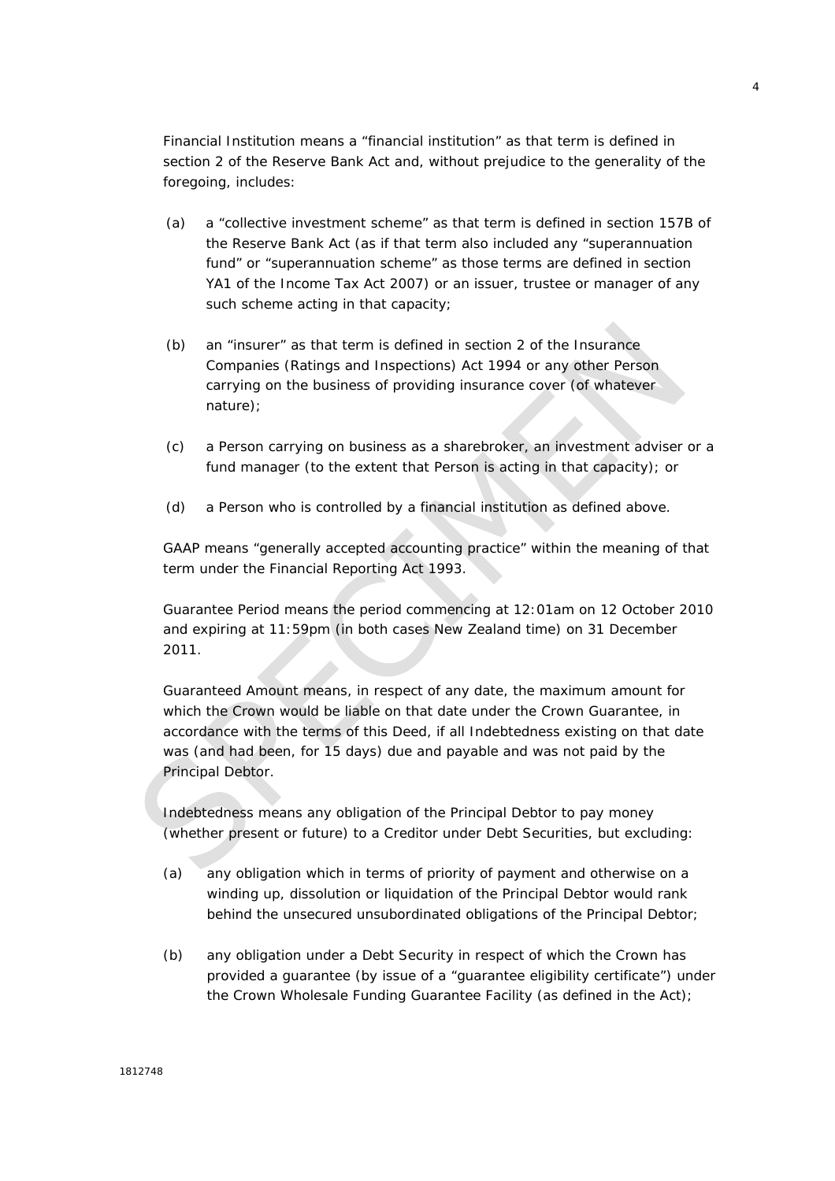Financial Institution means a "financial institution" as that term is defined in section 2 of the Reserve Bank Act and, without prejudice to the generality of the foregoing, includes:

(a) a "collective investment scheme" as that term is defined in section 157B of the Reserve Bank Act (as if that term also included any "superannuation fund" or "superannuation scheme" as those terms are defined in section YA1 of the Income Tax Act 2007) or an issuer, trustee or manager of any such scheme acting in that capacity;

(b) an "insurer" as that term is defined in section 2 of the Insurance Companies (Ratings and Inspections) Act 1994 or any other Person carrying on the business of providing insurance cover (of whatever nature);

(c) a Person carrying on business as a sharebroker, an investment adviser or a fund manager (to the extent that Person is acting in that capacity); or

(d) a Person who is controlled by a financial institution as defined above.

GAAP means "generally accepted accounting practice" within the meaning of that term under the Financial Reporting Act 1993.

Guarantee Period means the period commencing at 12:01am on 12 October 2010 and expiring at 11:59pm (in both cases New Zealand time) on 31 December 2011.

Guaranteed Amount means, in respect of any date, the maximum amount for which the Crown would be liable on that date under the Crown Guarantee, in accordance with the terms of this Deed, if all Indebtedness existing on that date was (and had been, for 15 days) due and payable and was not paid by the Principal Debtor.

Indebtedness means any obligation of the Principal Debtor to pay money (whether present or future) to a Creditor under Debt Securities, but excluding:

(a) any obligation which in terms of priority of payment and otherwise on a winding up, dissolution or liquidation of the Principal Debtor would rank behind the unsecured unsubordinated obligations of the Principal Debtor;

(b) any obligation under a Debt Security in respect of which the Crown has provided a guarantee (by issue of a "guarantee eligibility certificate") under the Crown Wholesale Funding Guarantee Facility (as defined in the Act);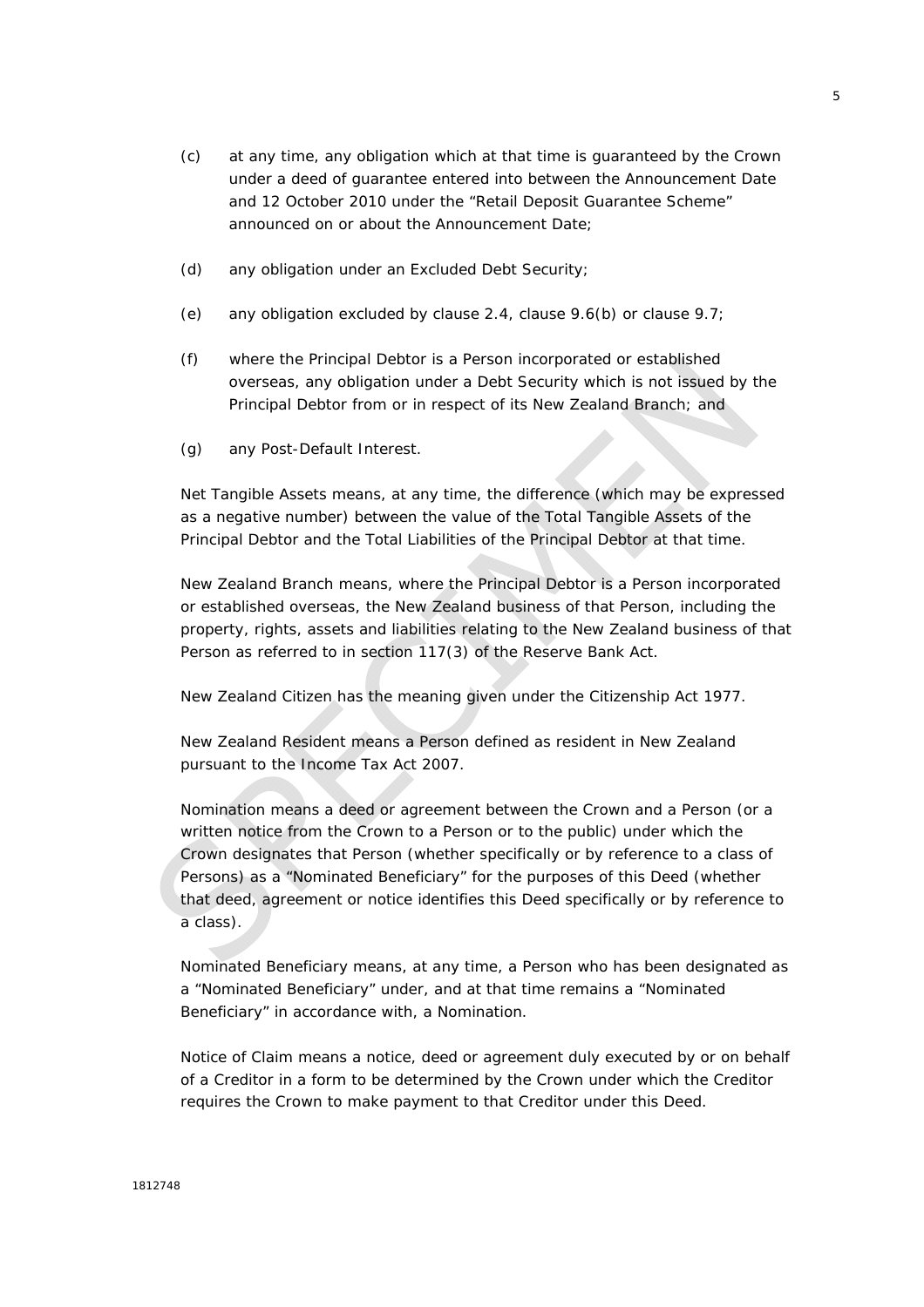(c) at any time, any obligation which at that time is guaranteed by the Crown under a deed of guarantee entered into between the Announcement Date and 12 October 2010 under the "Retail Deposit Guarantee Scheme" announced on or about the Announcement Date;

(d) any obligation under an Excluded Debt Security;

(e) any obligation excluded by clause 2.4, clause 9.6(b) or clause 9.7;

(f) where the Principal Debtor is a Person incorporated or established overseas, any obligation under a Debt Security which is not issued by the Principal Debtor from or in respect of its New Zealand Branch; and

(g) any Post-Default Interest.

Net Tangible Assets means, at any time, the difference (which may be expressed as a negative number) between the value of the Total Tangible Assets of the Principal Debtor and the Total Liabilities of the Principal Debtor at that time.

New Zealand Branch means, where the Principal Debtor is a Person incorporated or established overseas, the New Zealand business of that Person, including the property, rights, assets and liabilities relating to the New Zealand business of that Person as referred to in section 117(3) of the Reserve Bank Act.

New Zealand Citizen has the meaning given under the Citizenship Act 1977.

New Zealand Resident means a Person defined as resident in New Zealand pursuant to the Income Tax Act 2007.

Nomination means a deed or agreement between the Crown and a Person (or a written notice from the Crown to a Person or to the public) under which the Crown designates that Person (whether specifically or by reference to a class of Persons) as a "Nominated Beneficiary" for the purposes of this Deed (whether that deed, agreement or notice identifies this Deed specifically or by reference to a class).

Nominated Beneficiary means, at any time, a Person who has been designated as a "Nominated Beneficiary" under, and at that time remains a "Nominated Beneficiary" in accordance with, a Nomination.

Notice of Claim means a notice, deed or agreement duly executed by or on behalf of a Creditor in a form to be determined by the Crown under which the Creditor requires the Crown to make payment to that Creditor under this Deed.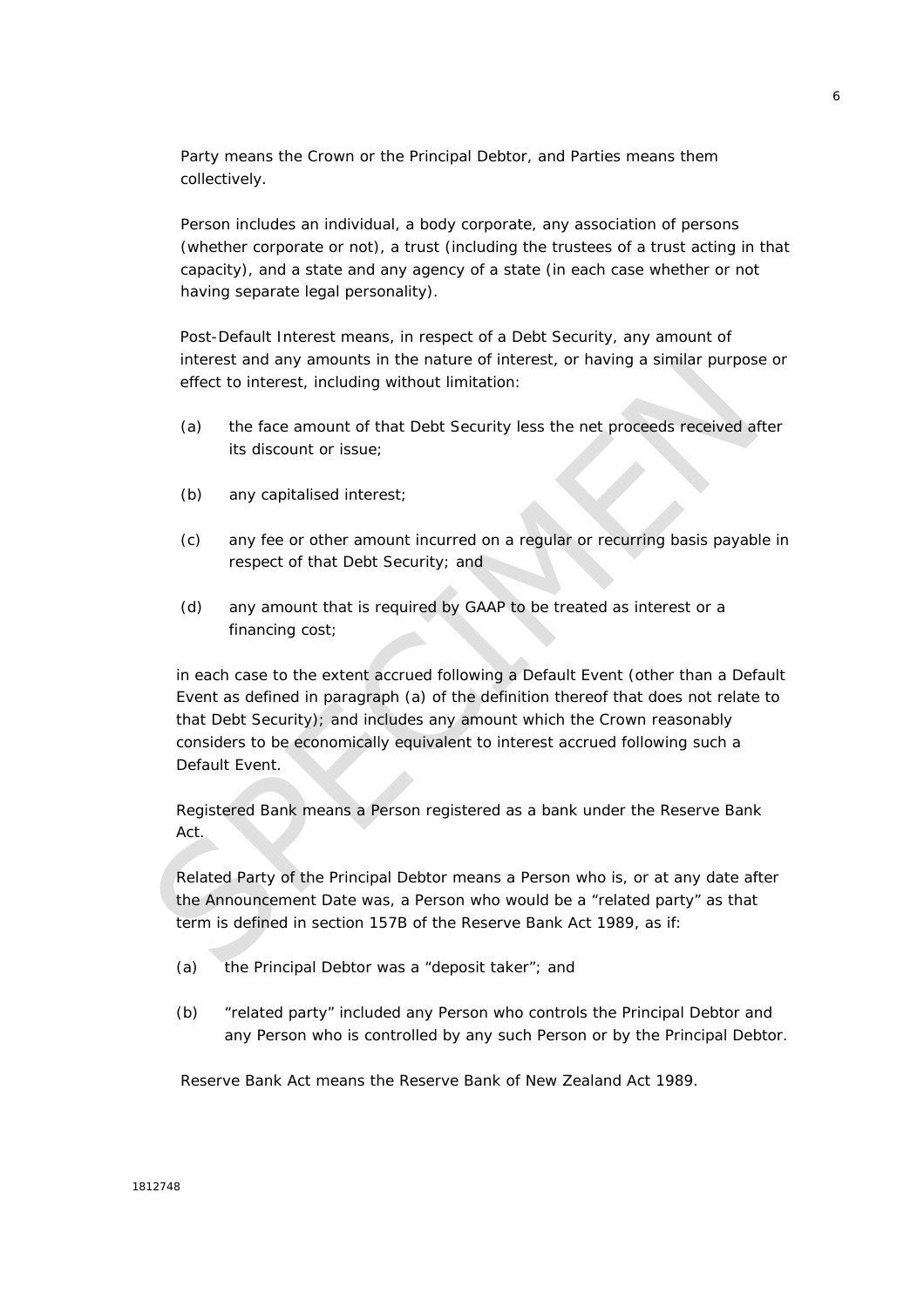Party means the Crown or the Principal Debtor, and Parties means them collectively.

Person includes an individual, a body corporate, any association of persons (whether corporate or not), a trust (including the trustees of a trust acting in that capacity), and a state and any agency of a state (in each case whether or not having separate legal personality).

Post-Default Interest means, in respect of a Debt Security, any amount of interest and any amounts in the nature of interest, or having a similar purpose or effect to interest, including without limitation:

(a) the face amount of that Debt Security less the net proceeds received after its discount or issue;

(b) any capitalised interest;

(c) any fee or other amount incurred on a regular or recurring basis payable in respect of that Debt Security; and

(d) any amount that is required by GAAP to be treated as interest or a financing cost;

in each case to the extent accrued following a Default Event (other than a Default Event as defined in paragraph (a) of the definition thereof that does not relate to that Debt Security); and includes any amount which the Crown reasonably considers to be economically equivalent to interest accrued following such a Default Event.

Registered Bank means a Person registered as a bank under the Reserve Bank Act.

Related Party of the Principal Debtor means a Person who is, or at any date after the Announcement Date was, a Person who would be a "related party" as that term is defined in section 157B of the Reserve Bank Act 1989, as if:

(a) the Principal Debtor was a "deposit taker"; and

(b) "related party" included any Person who controls the Principal Debtor and any Person who is controlled by any such Person or by the Principal Debtor.

Reserve Bank Act means the Reserve Bank of New Zealand Act 1989.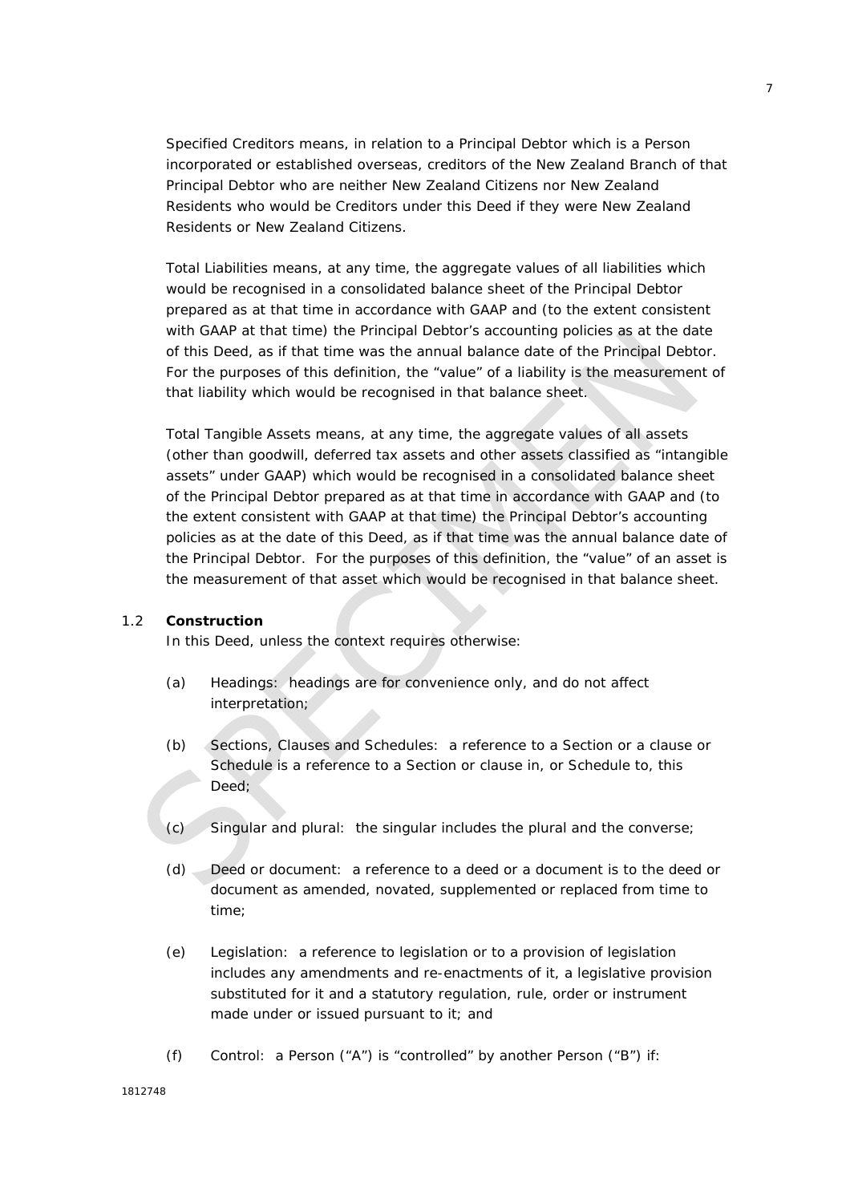Specified Creditors means, in relation to a Principal Debtor which is a Person incorporated or established overseas, creditors of the New Zealand Branch of that Principal Debtor who are neither New Zealand Citizens nor New Zealand Residents who would be Creditors under this Deed if they were New Zealand Residents or New Zealand Citizens.

Total Liabilities means, at any time, the aggregate values of all liabilities which would be recognised in a consolidated balance sheet of the Principal Debtor prepared as at that time in accordance with GAAP and (to the extent consistent with GAAP at that time) the Principal Debtor's accounting policies as at the date of this Deed, as if that time was the annual balance date of the Principal Debtor. For the purposes of this definition, the "value" of a liability is the measurement of that liability which would be recognised in that balance sheet.

Total Tangible Assets means, at any time, the aggregate values of all assets (other than goodwill, deferred tax assets and other assets classified as "intangible assets" under GAAP) which would be recognised in a consolidated balance sheet of the Principal Debtor prepared as at that time in accordance with GAAP and (to the extent consistent with GAAP at that time) the Principal Debtor's accounting policies as at the date of this Deed, as if that time was the annual balance date of the Principal Debtor. For the purposes of this definition, the "value" of an asset is the measurement of that asset which would be recognised in that balance sheet.

1.2 **Construction**

In this Deed, unless the context requires otherwise:

(a) Headings: headings are for convenience only, and do not affect interpretation;

(b) Sections, Clauses and Schedules: a reference to a Section or a clause or Schedule is a reference to a Section or clause in, or Schedule to, this Deed;

(c) Singular and plural: the singular includes the plural and the converse;

(d) Deed or document: a reference to a deed or a document is to the deed or document as amended, novated, supplemented or replaced from time to time;

(e) Legislation: a reference to legislation or to a provision of legislation includes any amendments and re-enactments of it, a legislative provision substituted for it and a statutory regulation, rule, order or instrument made under or issued pursuant to it; and

(f) Control: a Person ("A") is "controlled" by another Person ("B") if: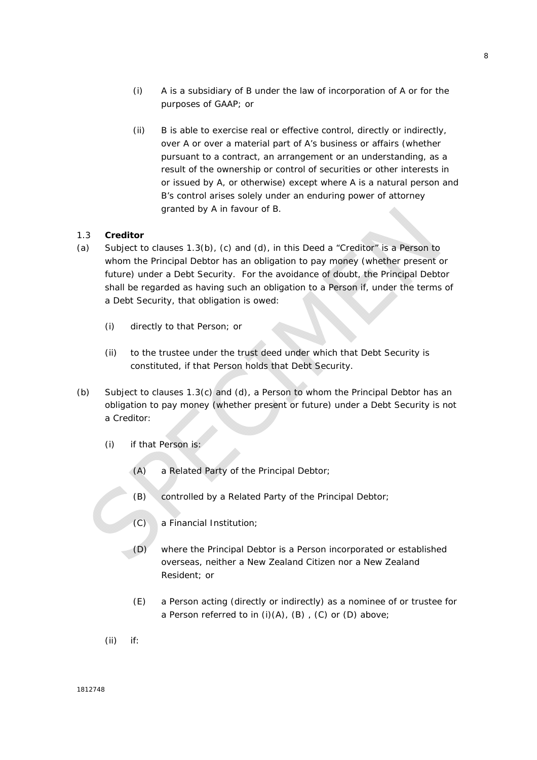(i) A is a subsidiary of B under the law of incorporation of A or for the purposes of GAAP; or

(ii) B is able to exercise real or effective control, directly or indirectly, over A or over a material part of A's business or affairs (whether pursuant to a contract, an arrangement or an understanding, as a result of the ownership or control of securities or other interests in or issued by A, or otherwise) except where A is a natural person and B's control arises solely under an enduring power of attorney granted by A in favour of B.

### 1.3 Creditor

(a) Subject to clauses 1.3(b), (c) and (d), in this Deed a "Creditor" is a Person to whom the Principal Debtor has an obligation to pay money (whether present or future) under a Debt Security. For the avoidance of doubt, the Principal Debtor shall be regarded as having such an obligation to a Person if, under the terms of a Debt Security, that obligation is owed:

(i) directly to that Person; or

(ii) to the trustee under the trust deed under which that Debt Security is constituted, if that Person holds that Debt Security.

(b) Subject to clauses 1.3(c) and (d), a Person to whom the Principal Debtor has an obligation to pay money (whether present or future) under a Debt Security is not a Creditor:

(i) if that Person is:

(A) a Related Party of the Principal Debtor;

(B) controlled by a Related Party of the Principal Debtor;

(C) a Financial Institution;

(D) where the Principal Debtor is a Person incorporated or established overseas, neither a New Zealand Citizen nor a New Zealand Resident; or

(E) a Person acting (directly or indirectly) as a nominee of or trustee for a Person referred to in (i)(A), (B) , (C) or (D) above;

(ii) if: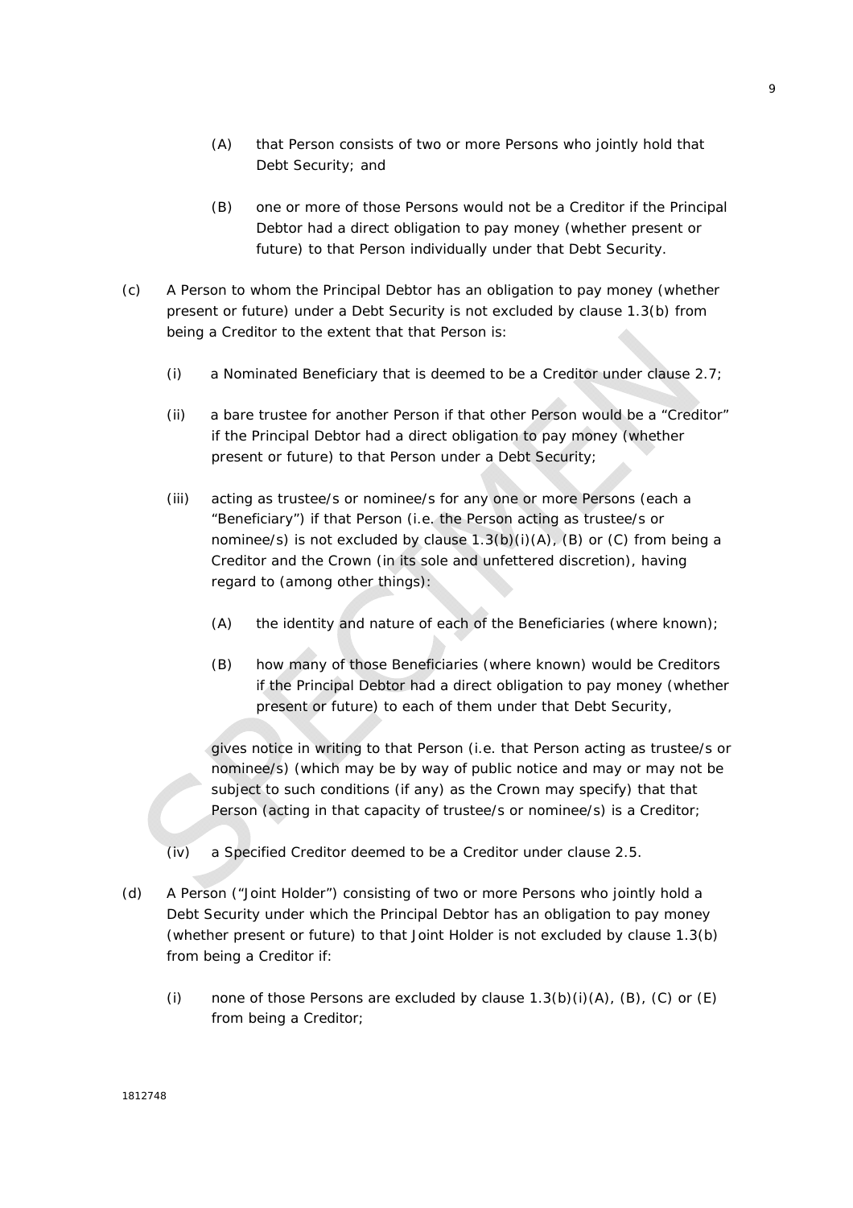(A) that Person consists of two or more Persons who jointly hold that Debt Security; and

(B) one or more of those Persons would not be a Creditor if the Principal Debtor had a direct obligation to pay money (whether present or future) to that Person individually under that Debt Security.

(c) A Person to whom the Principal Debtor has an obligation to pay money (whether present or future) under a Debt Security is not excluded by clause 1.3(b) from being a Creditor to the extent that that Person is:

(i) a Nominated Beneficiary that is deemed to be a Creditor under clause 2.7;

(ii) a bare trustee for another Person if that other Person would be a "Creditor" if the Principal Debtor had a direct obligation to pay money (whether present or future) to that Person under a Debt Security;

(iii) acting as trustee/s or nominee/s for any one or more Persons (each a "Beneficiary") if that Person (i.e. the Person acting as trustee/s or nominee/s) is not excluded by clause 1.3(b)(i)(A), (B) or (C) from being a Creditor and the Crown (in its sole and unfettered discretion), having regard to (among other things):

(A) the identity and nature of each of the Beneficiaries (where known);

(B) how many of those Beneficiaries (where known) would be Creditors if the Principal Debtor had a direct obligation to pay money (whether present or future) to each of them under that Debt Security,

gives notice in writing to that Person (i.e. that Person acting as trustee/s or nominee/s) (which may be by way of public notice and may or may not be subject to such conditions (if any) as the Crown may specify) that that Person (acting in that capacity of trustee/s or nominee/s) is a Creditor;

(iv) a Specified Creditor deemed to be a Creditor under clause 2.5.

(d) A Person ("Joint Holder") consisting of two or more Persons who jointly hold a Debt Security under which the Principal Debtor has an obligation to pay money (whether present or future) to that Joint Holder is not excluded by clause 1.3(b) from being a Creditor if:

(i) none of those Persons are excluded by clause 1.3(b)(i)(A), (B), (C) or (E) from being a Creditor;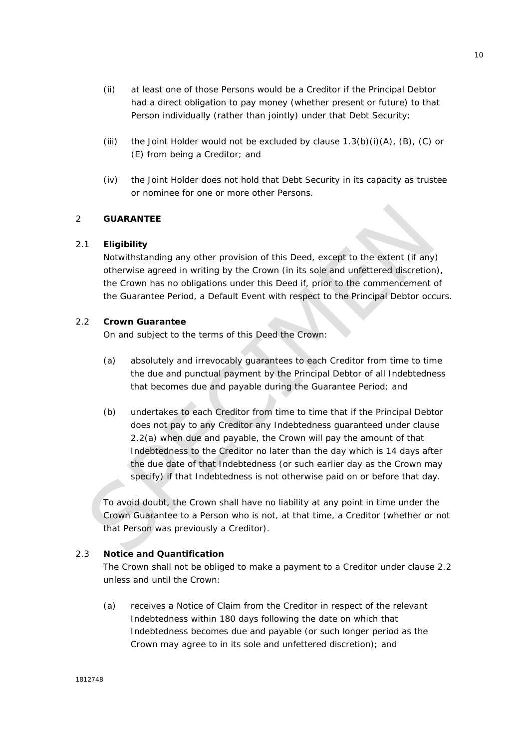(ii) at least one of those Persons would be a Creditor if the Principal Debtor had a direct obligation to pay money (whether present or future) to that Person individually (rather than jointly) under that Debt Security;

(iii) the Joint Holder would not be excluded by clause 1.3(b)(i)(A), (B), (C) or (E) from being a Creditor; and

(iv) the Joint Holder does not hold that Debt Security in its capacity as trustee or nominee for one or more other Persons.

## 2 GUARANTEE

### 2.1 Eligibility

Notwithstanding any other provision of this Deed, except to the extent (if any) otherwise agreed in writing by the Crown (in its sole and unfettered discretion), the Crown has no obligations under this Deed if, prior to the commencement of the Guarantee Period, a Default Event with respect to the Principal Debtor occurs.

### 2.2 Crown Guarantee

On and subject to the terms of this Deed the Crown:

(a) absolutely and irrevocably guarantees to each Creditor from time to time the due and punctual payment by the Principal Debtor of all Indebtedness that becomes due and payable during the Guarantee Period; and

(b) undertakes to each Creditor from time to time that if the Principal Debtor does not pay to any Creditor any Indebtedness guaranteed under clause 2.2(a) when due and payable, the Crown will pay the amount of that Indebtedness to the Creditor no later than the day which is 14 days after the due date of that Indebtedness (or such earlier day as the Crown may specify) if that Indebtedness is not otherwise paid on or before that day.

To avoid doubt, the Crown shall have no liability at any point in time under the Crown Guarantee to a Person who is not, at that time, a Creditor (whether or not that Person was previously a Creditor).

### 2.3 Notice and Quantification

The Crown shall not be obliged to make a payment to a Creditor under clause 2.2 unless and until the Crown:

(a) receives a Notice of Claim from the Creditor in respect of the relevant Indebtedness within 180 days following the date on which that Indebtedness becomes due and payable (or such longer period as the Crown may agree to in its sole and unfettered discretion); and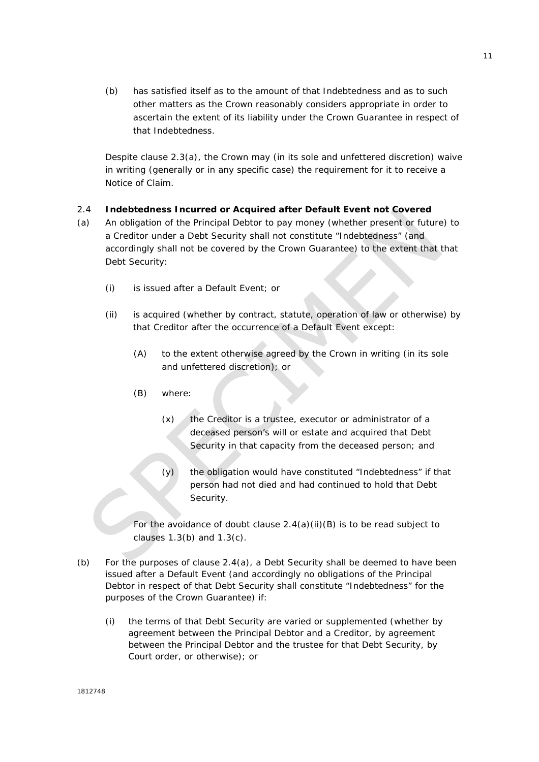(b) has satisfied itself as to the amount of that Indebtedness and as to such other matters as the Crown reasonably considers appropriate in order to ascertain the extent of its liability under the Crown Guarantee in respect of that Indebtedness.

Despite clause 2.3(a), the Crown may (in its sole and unfettered discretion) waive in writing (generally or in any specific case) the requirement for it to receive a Notice of Claim.

### 2.4 Indebtedness Incurred or Acquired after Default Event not Covered

(a) An obligation of the Principal Debtor to pay money (whether present or future) to a Creditor under a Debt Security shall not constitute "Indebtedness" (and accordingly shall not be covered by the Crown Guarantee) to the extent that that Debt Security:

   (i) is issued after a Default Event; or

   (ii) is acquired (whether by contract, statute, operation of law or otherwise) by that Creditor after the occurrence of a Default Event except:

      (A) to the extent otherwise agreed by the Crown in writing (in its sole and unfettered discretion); or

      (B) where:

         (x) the Creditor is a trustee, executor or administrator of a deceased person's will or estate and acquired that Debt Security in that capacity from the deceased person; and

         (y) the obligation would have constituted "Indebtedness" if that person had not died and had continued to hold that Debt Security.

   For the avoidance of doubt clause 2.4(a)(ii)(B) is to be read subject to clauses 1.3(b) and 1.3(c).

(b) For the purposes of clause 2.4(a), a Debt Security shall be deemed to have been issued after a Default Event (and accordingly no obligations of the Principal Debtor in respect of that Debt Security shall constitute "Indebtedness" for the purposes of the Crown Guarantee) if:

   (i) the terms of that Debt Security are varied or supplemented (whether by agreement between the Principal Debtor and a Creditor, by agreement between the Principal Debtor and the trustee for that Debt Security, by Court order, or otherwise); or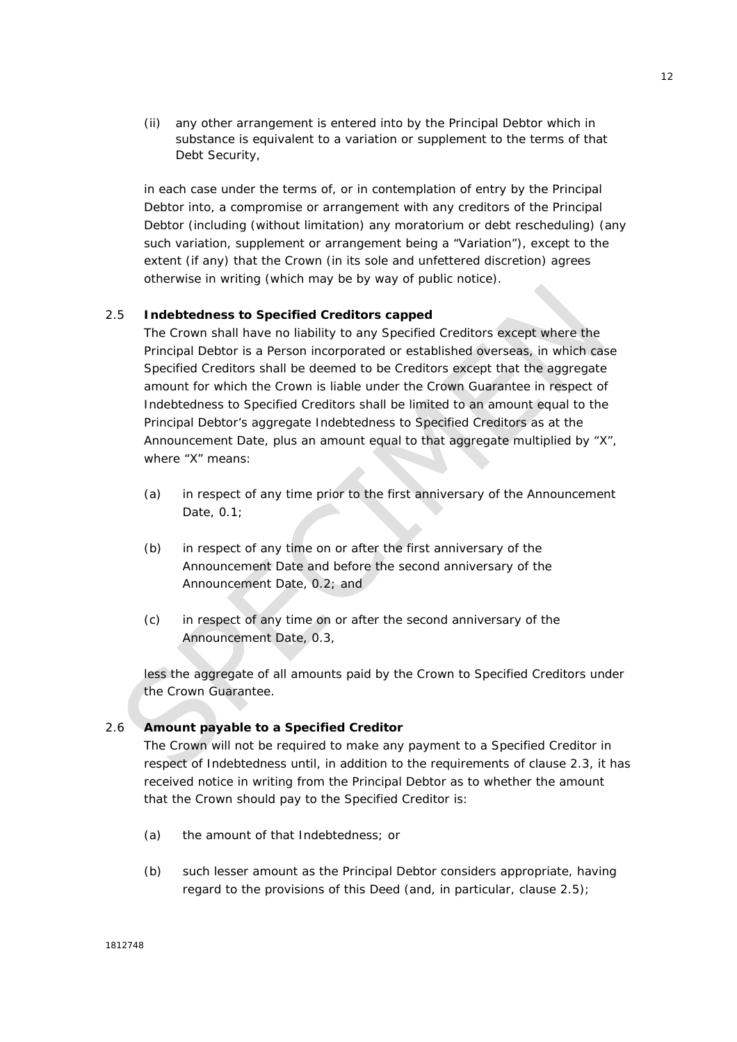(ii) any other arrangement is entered into by the Principal Debtor which in substance is equivalent to a variation or supplement to the terms of that Debt Security,

in each case under the terms of, or in contemplation of entry by the Principal Debtor into, a compromise or arrangement with any creditors of the Principal Debtor (including (without limitation) any moratorium or debt rescheduling) (any such variation, supplement or arrangement being a "Variation"), except to the extent (if any) that the Crown (in its sole and unfettered discretion) agrees otherwise in writing (which may be by way of public notice).

2.5 **Indebtedness to Specified Creditors capped**

The Crown shall have no liability to any Specified Creditors except where the Principal Debtor is a Person incorporated or established overseas, in which case Specified Creditors shall be deemed to be Creditors except that the aggregate amount for which the Crown is liable under the Crown Guarantee in respect of Indebtedness to Specified Creditors shall be limited to an amount equal to the Principal Debtor's aggregate Indebtedness to Specified Creditors as at the Announcement Date, plus an amount equal to that aggregate multiplied by "X", where "X" means:

(a) in respect of any time prior to the first anniversary of the Announcement Date, 0.1;

(b) in respect of any time on or after the first anniversary of the Announcement Date and before the second anniversary of the Announcement Date, 0.2; and

(c) in respect of any time on or after the second anniversary of the Announcement Date, 0.3,

less the aggregate of all amounts paid by the Crown to Specified Creditors under the Crown Guarantee.

2.6 **Amount payable to a Specified Creditor**

The Crown will not be required to make any payment to a Specified Creditor in respect of Indebtedness until, in addition to the requirements of clause 2.3, it has received notice in writing from the Principal Debtor as to whether the amount that the Crown should pay to the Specified Creditor is:

(a) the amount of that Indebtedness; or

(b) such lesser amount as the Principal Debtor considers appropriate, having regard to the provisions of this Deed (and, in particular, clause 2.5);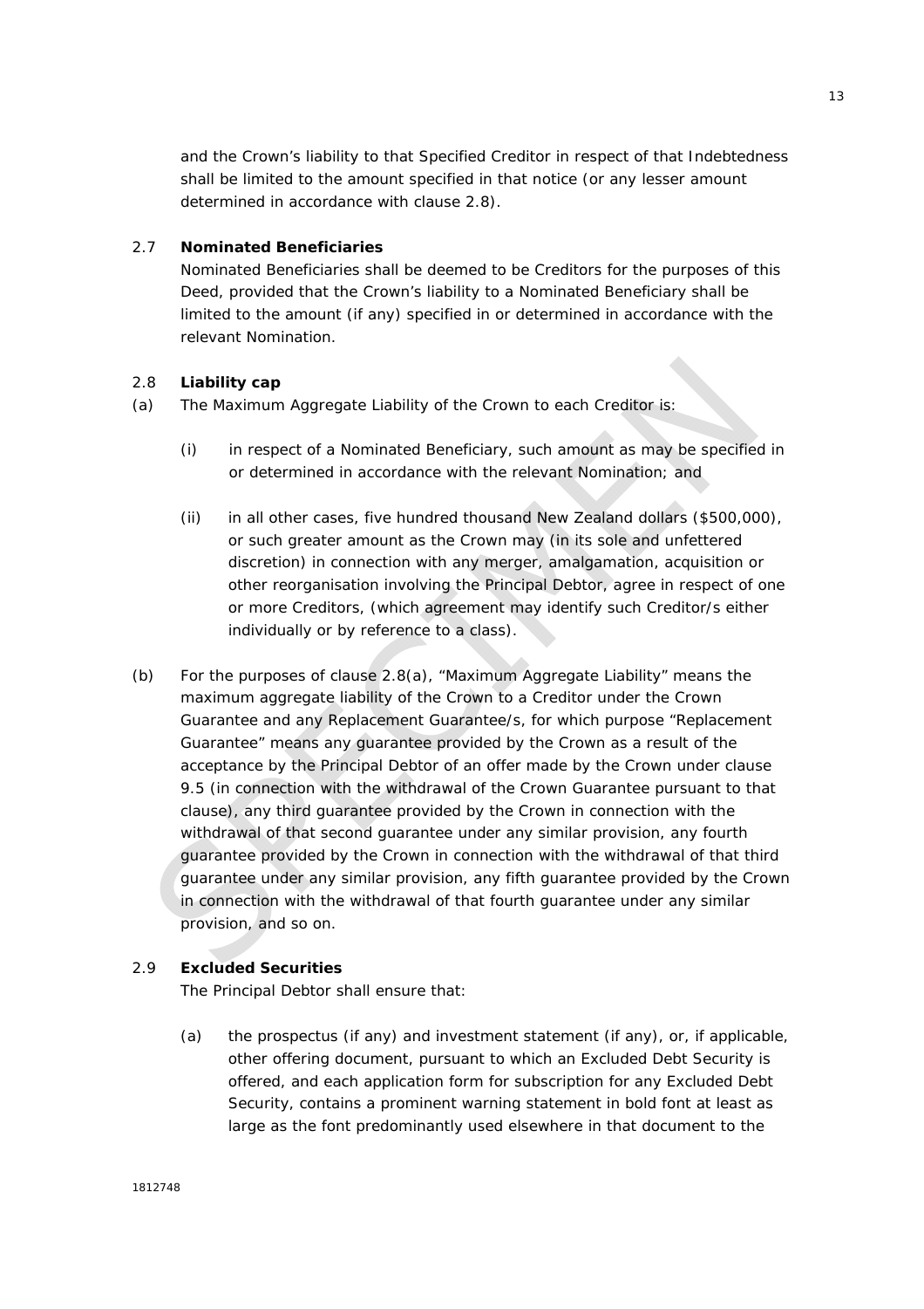and the Crown's liability to that Specified Creditor in respect of that Indebtedness shall be limited to the amount specified in that notice (or any lesser amount determined in accordance with clause 2.8).

2.7 **Nominated Beneficiaries**

Nominated Beneficiaries shall be deemed to be Creditors for the purposes of this Deed, provided that the Crown's liability to a Nominated Beneficiary shall be limited to the amount (if any) specified in or determined in accordance with the relevant Nomination.

2.8 **Liability cap**

(a) The Maximum Aggregate Liability of the Crown to each Creditor is:

(i) in respect of a Nominated Beneficiary, such amount as may be specified in or determined in accordance with the relevant Nomination; and

(ii) in all other cases, five hundred thousand New Zealand dollars ($500,000), or such greater amount as the Crown may (in its sole and unfettered discretion) in connection with any merger, amalgamation, acquisition or other reorganisation involving the Principal Debtor, agree in respect of one or more Creditors, (which agreement may identify such Creditor/s either individually or by reference to a class).

(b) For the purposes of clause 2.8(a), "Maximum Aggregate Liability" means the maximum aggregate liability of the Crown to a Creditor under the Crown Guarantee and any Replacement Guarantee/s, for which purpose "Replacement Guarantee" means any guarantee provided by the Crown as a result of the acceptance by the Principal Debtor of an offer made by the Crown under clause 9.5 (in connection with the withdrawal of the Crown Guarantee pursuant to that clause), any third guarantee provided by the Crown in connection with the withdrawal of that second guarantee under any similar provision, any fourth guarantee provided by the Crown in connection with the withdrawal of that third guarantee under any similar provision, any fifth guarantee provided by the Crown in connection with the withdrawal of that fourth guarantee under any similar provision, and so on.

2.9 **Excluded Securities**

The Principal Debtor shall ensure that:

(a) the prospectus (if any) and investment statement (if any), or, if applicable, other offering document, pursuant to which an Excluded Debt Security is offered, and each application form for subscription for any Excluded Debt Security, contains a prominent warning statement in bold font at least as large as the font predominantly used elsewhere in that document to the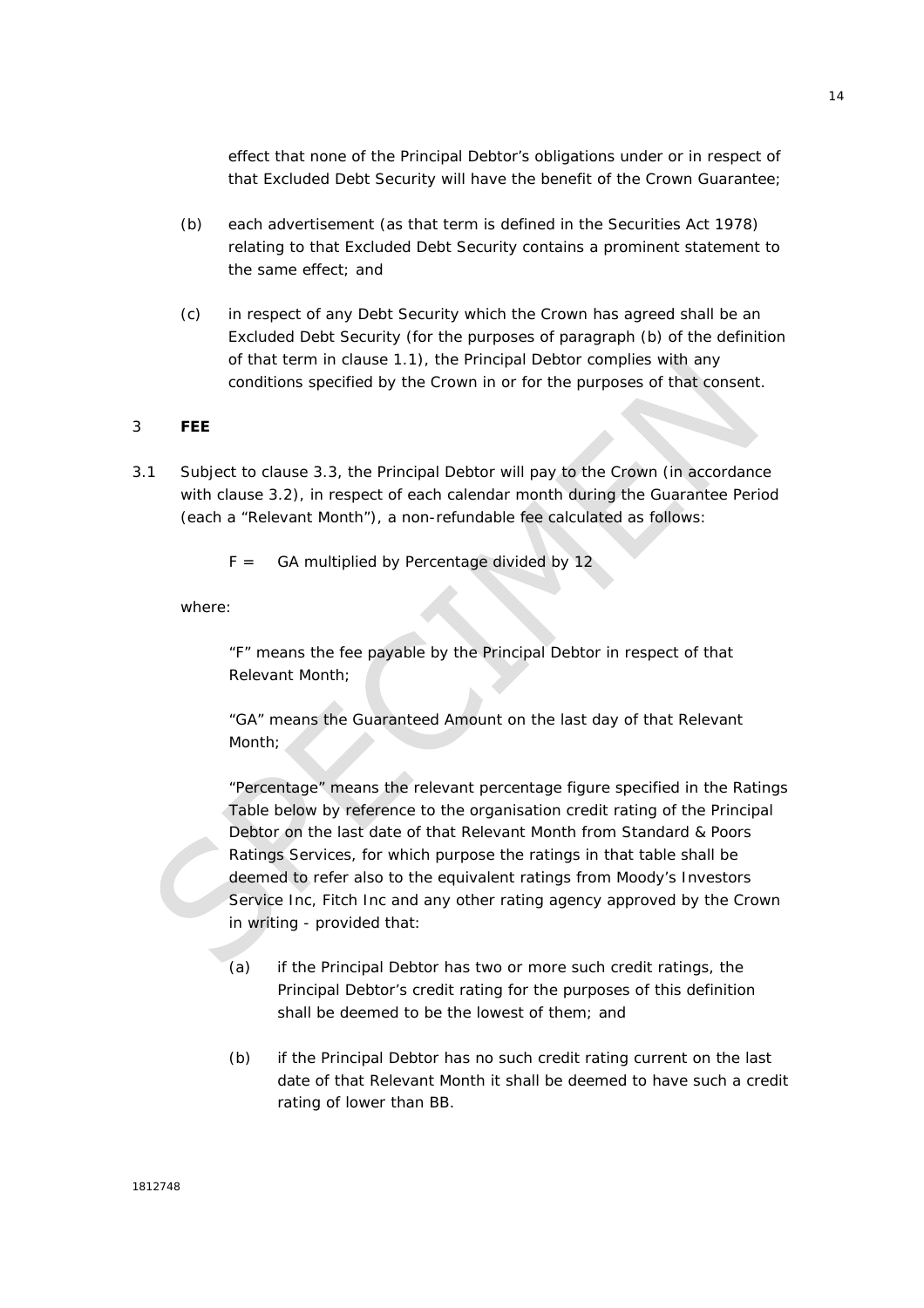effect that none of the Principal Debtor's obligations under or in respect of that Excluded Debt Security will have the benefit of the Crown Guarantee;

(b) each advertisement (as that term is defined in the Securities Act 1978) relating to that Excluded Debt Security contains a prominent statement to the same effect; and

(c) in respect of any Debt Security which the Crown has agreed shall be an Excluded Debt Security (for the purposes of paragraph (b) of the definition of that term in clause 1.1), the Principal Debtor complies with any conditions specified by the Crown in or for the purposes of that consent.

## 3 FEE

3.1 Subject to clause 3.3, the Principal Debtor will pay to the Crown (in accordance with clause 3.2), in respect of each calendar month during the Guarantee Period (each a "Relevant Month"), a non-refundable fee calculated as follows:

F = GA multiplied by Percentage divided by 12

where:

"F" means the fee payable by the Principal Debtor in respect of that Relevant Month;

"GA" means the Guaranteed Amount on the last day of that Relevant Month;

"Percentage" means the relevant percentage figure specified in the Ratings Table below by reference to the organisation credit rating of the Principal Debtor on the last date of that Relevant Month from Standard & Poors Ratings Services, for which purpose the ratings in that table shall be deemed to refer also to the equivalent ratings from Moody's Investors Service Inc, Fitch Inc and any other rating agency approved by the Crown in writing - provided that:

(a) if the Principal Debtor has two or more such credit ratings, the Principal Debtor's credit rating for the purposes of this definition shall be deemed to be the lowest of them; and

(b) if the Principal Debtor has no such credit rating current on the last date of that Relevant Month it shall be deemed to have such a credit rating of lower than BB.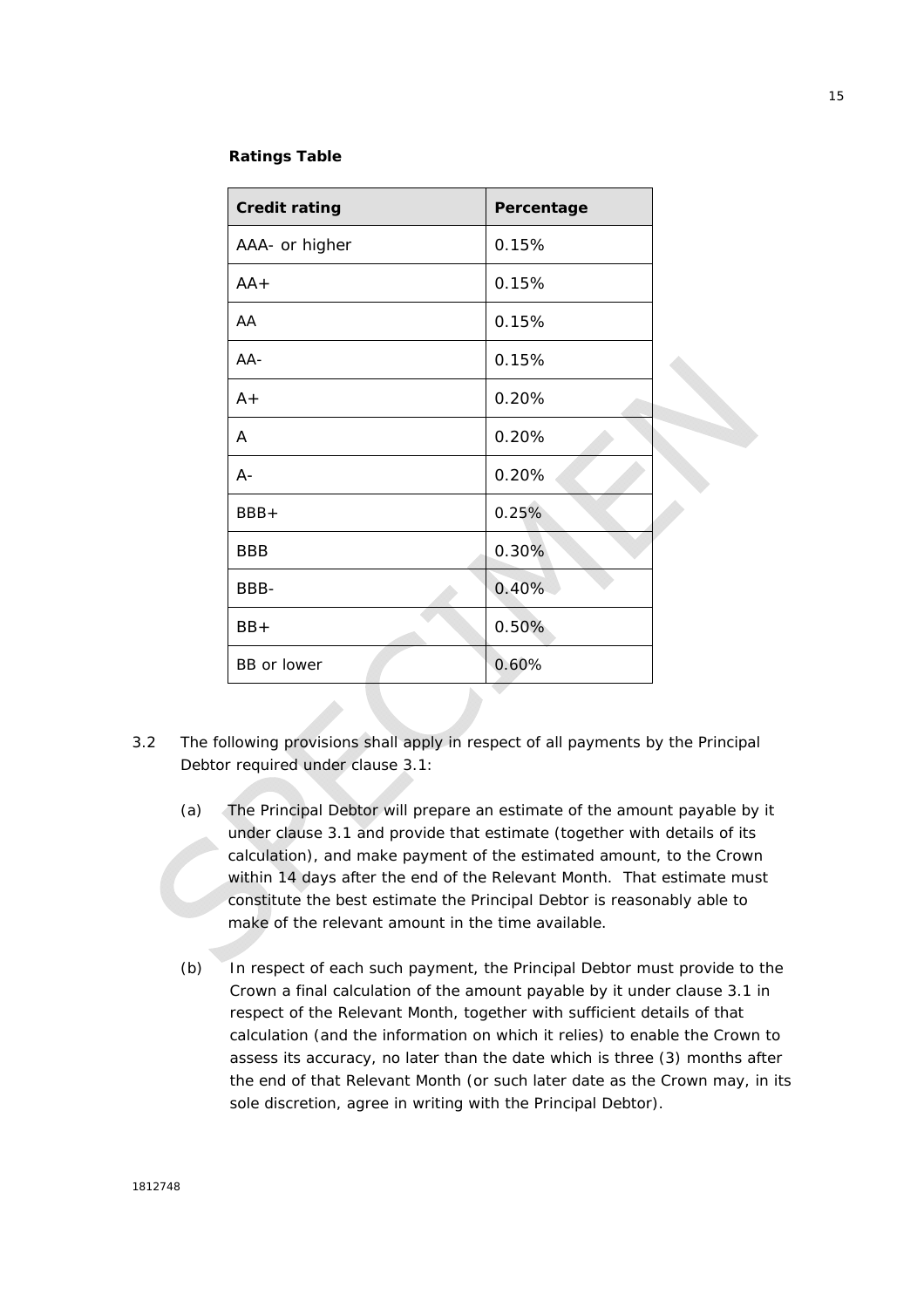**Ratings Table**

| Credit rating | Percentage |
|---|---|
| AAA- or higher | 0.15% |
| AA+ | 0.15% |
| AA | 0.15% |
| AA- | 0.15% |
| A+ | 0.20% |
| A | 0.20% |
| A- | 0.20% |
| BBB+ | 0.25% |
| BBB | 0.30% |
| BBB- | 0.40% |
| BB+ | 0.50% |
| BB or lower | 0.60% |

3.2 The following provisions shall apply in respect of all payments by the Principal Debtor required under clause 3.1:

(a) The Principal Debtor will prepare an estimate of the amount payable by it under clause 3.1 and provide that estimate (together with details of its calculation), and make payment of the estimated amount, to the Crown within 14 days after the end of the Relevant Month. That estimate must constitute the best estimate the Principal Debtor is reasonably able to make of the relevant amount in the time available.

(b) In respect of each such payment, the Principal Debtor must provide to the Crown a final calculation of the amount payable by it under clause 3.1 in respect of the Relevant Month, together with sufficient details of that calculation (and the information on which it relies) to enable the Crown to assess its accuracy, no later than the date which is three (3) months after the end of that Relevant Month (or such later date as the Crown may, in its sole discretion, agree in writing with the Principal Debtor).

1812748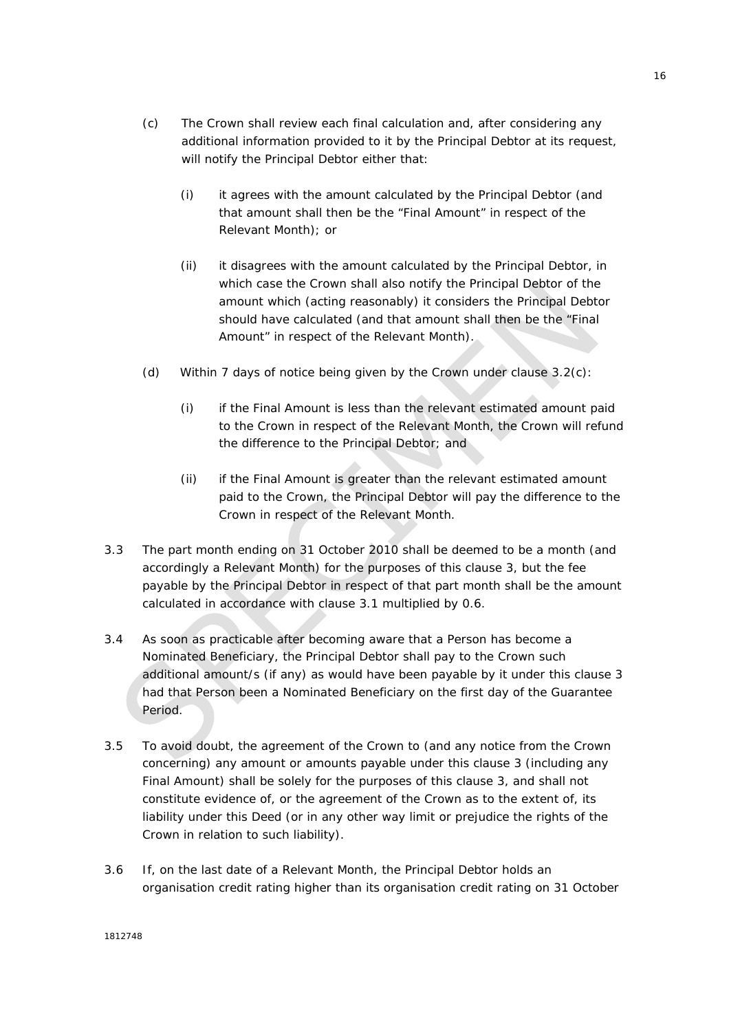(c) The Crown shall review each final calculation and, after considering any additional information provided to it by the Principal Debtor at its request, will notify the Principal Debtor either that:

(i) it agrees with the amount calculated by the Principal Debtor (and that amount shall then be the "Final Amount" in respect of the Relevant Month); or

(ii) it disagrees with the amount calculated by the Principal Debtor, in which case the Crown shall also notify the Principal Debtor of the amount which (acting reasonably) it considers the Principal Debtor should have calculated (and that amount shall then be the "Final Amount" in respect of the Relevant Month).

(d) Within 7 days of notice being given by the Crown under clause 3.2(c):

(i) if the Final Amount is less than the relevant estimated amount paid to the Crown in respect of the Relevant Month, the Crown will refund the difference to the Principal Debtor; and

(ii) if the Final Amount is greater than the relevant estimated amount paid to the Crown, the Principal Debtor will pay the difference to the Crown in respect of the Relevant Month.

3.3 The part month ending on 31 October 2010 shall be deemed to be a month (and accordingly a Relevant Month) for the purposes of this clause 3, but the fee payable by the Principal Debtor in respect of that part month shall be the amount calculated in accordance with clause 3.1 multiplied by 0.6.

3.4 As soon as practicable after becoming aware that a Person has become a Nominated Beneficiary, the Principal Debtor shall pay to the Crown such additional amount/s (if any) as would have been payable by it under this clause 3 had that Person been a Nominated Beneficiary on the first day of the Guarantee Period.

3.5 To avoid doubt, the agreement of the Crown to (and any notice from the Crown concerning) any amount or amounts payable under this clause 3 (including any Final Amount) shall be solely for the purposes of this clause 3, and shall not constitute evidence of, or the agreement of the Crown as to the extent of, its liability under this Deed (or in any other way limit or prejudice the rights of the Crown in relation to such liability).

3.6 If, on the last date of a Relevant Month, the Principal Debtor holds an organisation credit rating higher than its organisation credit rating on 31 October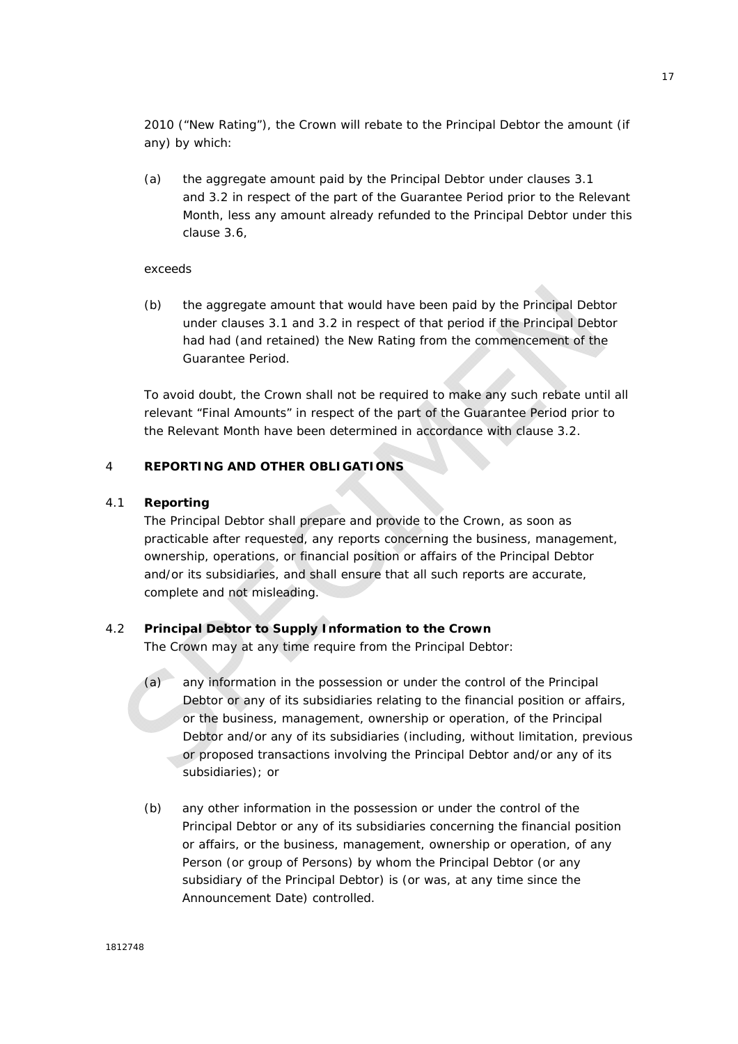2010 (“New Rating”), the Crown will rebate to the Principal Debtor the amount (if any) by which:

(a) the aggregate amount paid by the Principal Debtor under clauses 3.1 and 3.2 in respect of the part of the Guarantee Period prior to the Relevant Month, less any amount already refunded to the Principal Debtor under this clause 3.6,

exceeds

(b) the aggregate amount that would have been paid by the Principal Debtor under clauses 3.1 and 3.2 in respect of that period if the Principal Debtor had had (and retained) the New Rating from the commencement of the Guarantee Period.

To avoid doubt, the Crown shall not be required to make any such rebate until all relevant “Final Amounts” in respect of the part of the Guarantee Period prior to the Relevant Month have been determined in accordance with clause 3.2.

## 4 REPORTING AND OTHER OBLIGATIONS

### 4.1 Reporting

The Principal Debtor shall prepare and provide to the Crown, as soon as practicable after requested, any reports concerning the business, management, ownership, operations, or financial position or affairs of the Principal Debtor and/or its subsidiaries, and shall ensure that all such reports are accurate, complete and not misleading.

### 4.2 Principal Debtor to Supply Information to the Crown

The Crown may at any time require from the Principal Debtor:

(a) any information in the possession or under the control of the Principal Debtor or any of its subsidiaries relating to the financial position or affairs, or the business, management, ownership or operation, of the Principal Debtor and/or any of its subsidiaries (including, without limitation, previous or proposed transactions involving the Principal Debtor and/or any of its subsidiaries); or

(b) any other information in the possession or under the control of the Principal Debtor or any of its subsidiaries concerning the financial position or affairs, or the business, management, ownership or operation, of any Person (or group of Persons) by whom the Principal Debtor (or any subsidiary of the Principal Debtor) is (or was, at any time since the Announcement Date) controlled.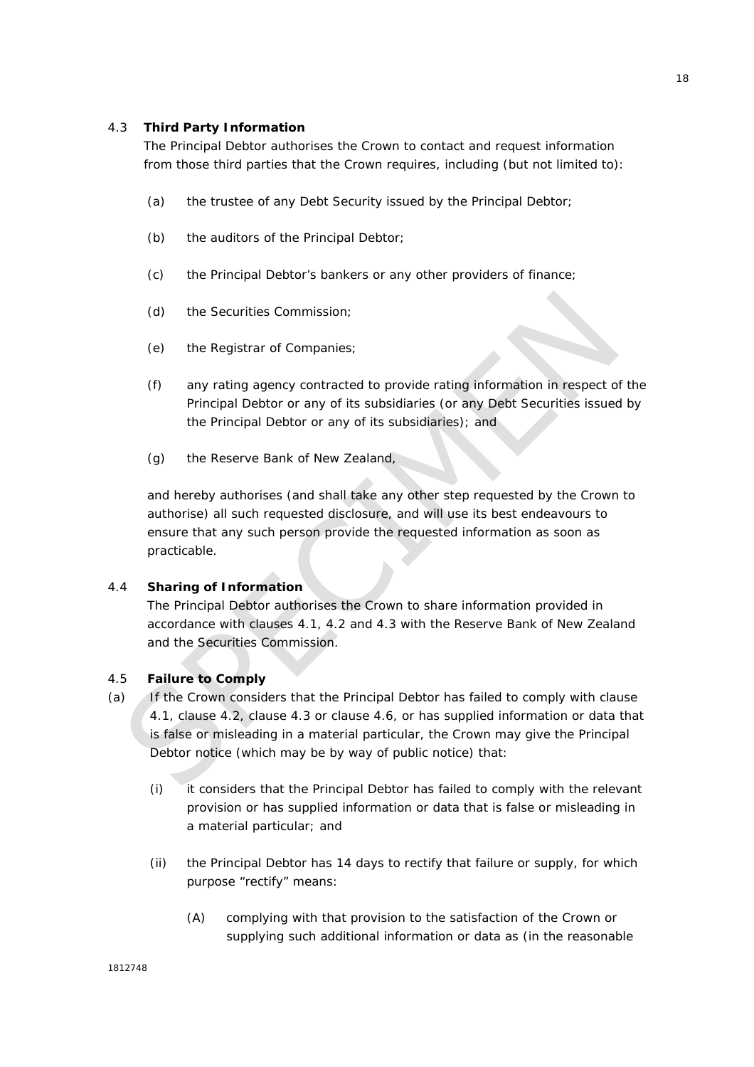### 4.3 Third Party Information

The Principal Debtor authorises the Crown to contact and request information from those third parties that the Crown requires, including (but not limited to):

(a) the trustee of any Debt Security issued by the Principal Debtor;

(b) the auditors of the Principal Debtor;

(c) the Principal Debtor's bankers or any other providers of finance;

(d) the Securities Commission;

(e) the Registrar of Companies;

(f) any rating agency contracted to provide rating information in respect of the Principal Debtor or any of its subsidiaries (or any Debt Securities issued by the Principal Debtor or any of its subsidiaries); and

(g) the Reserve Bank of New Zealand,

and hereby authorises (and shall take any other step requested by the Crown to authorise) all such requested disclosure, and will use its best endeavours to ensure that any such person provide the requested information as soon as practicable.

### 4.4 Sharing of Information

The Principal Debtor authorises the Crown to share information provided in accordance with clauses 4.1, 4.2 and 4.3 with the Reserve Bank of New Zealand and the Securities Commission.

### 4.5 Failure to Comply

(a) If the Crown considers that the Principal Debtor has failed to comply with clause 4.1, clause 4.2, clause 4.3 or clause 4.6, or has supplied information or data that is false or misleading in a material particular, the Crown may give the Principal Debtor notice (which may be by way of public notice) that:

(i) it considers that the Principal Debtor has failed to comply with the relevant provision or has supplied information or data that is false or misleading in a material particular; and

(ii) the Principal Debtor has 14 days to rectify that failure or supply, for which purpose "rectify" means:

(A) complying with that provision to the satisfaction of the Crown or supplying such additional information or data as (in the reasonable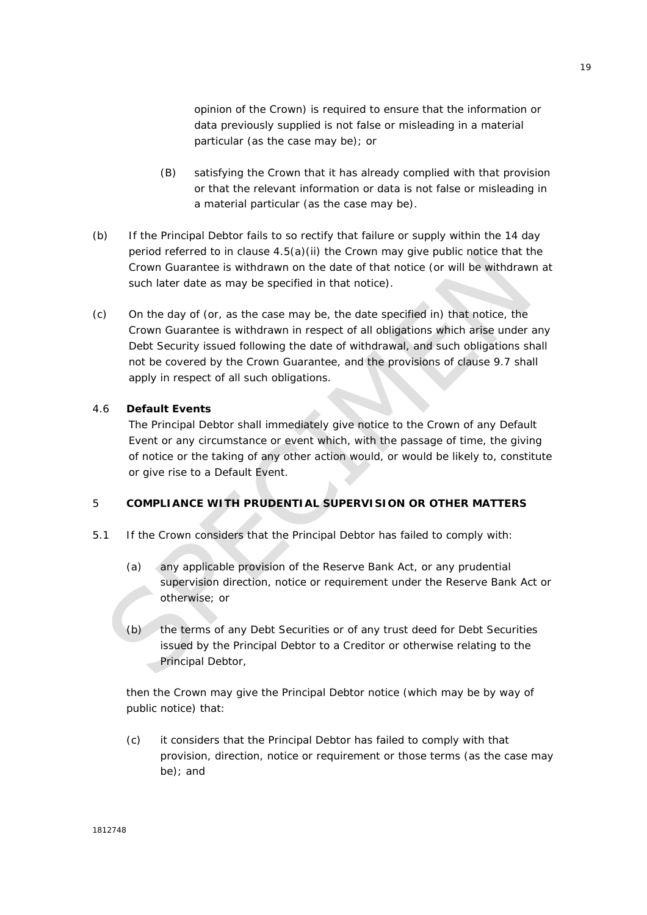opinion of the Crown) is required to ensure that the information or data previously supplied is not false or misleading in a material particular (as the case may be); or

(B) satisfying the Crown that it has already complied with that provision or that the relevant information or data is not false or misleading in a material particular (as the case may be).

(b) If the Principal Debtor fails to so rectify that failure or supply within the 14 day period referred to in clause 4.5(a)(ii) the Crown may give public notice that the Crown Guarantee is withdrawn on the date of that notice (or will be withdrawn at such later date as may be specified in that notice).

(c) On the day of (or, as the case may be, the date specified in) that notice, the Crown Guarantee is withdrawn in respect of all obligations which arise under any Debt Security issued following the date of withdrawal, and such obligations shall not be covered by the Crown Guarantee, and the provisions of clause 9.7 shall apply in respect of all such obligations.

4.6 **Default Events**

The Principal Debtor shall immediately give notice to the Crown of any Default Event or any circumstance or event which, with the passage of time, the giving of notice or the taking of any other action would, or would be likely to, constitute or give rise to a Default Event.

## 5 COMPLIANCE WITH PRUDENTIAL SUPERVISION OR OTHER MATTERS

5.1 If the Crown considers that the Principal Debtor has failed to comply with:

(a) any applicable provision of the Reserve Bank Act, or any prudential supervision direction, notice or requirement under the Reserve Bank Act or otherwise; or

(b) the terms of any Debt Securities or of any trust deed for Debt Securities issued by the Principal Debtor to a Creditor or otherwise relating to the Principal Debtor,

then the Crown may give the Principal Debtor notice (which may be by way of public notice) that:

(c) it considers that the Principal Debtor has failed to comply with that provision, direction, notice or requirement or those terms (as the case may be); and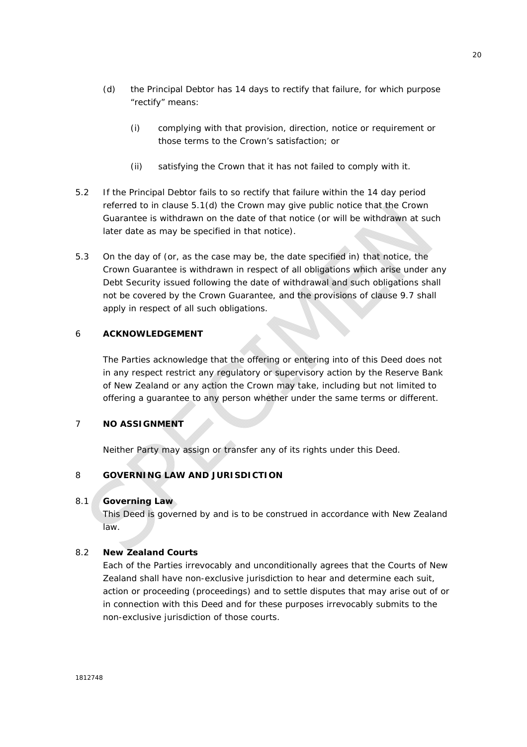(d) the Principal Debtor has 14 days to rectify that failure, for which purpose "rectify" means:

(i) complying with that provision, direction, notice or requirement or those terms to the Crown's satisfaction; or

(ii) satisfying the Crown that it has not failed to comply with it.

5.2 If the Principal Debtor fails to so rectify that failure within the 14 day period referred to in clause 5.1(d) the Crown may give public notice that the Crown Guarantee is withdrawn on the date of that notice (or will be withdrawn at such later date as may be specified in that notice).

5.3 On the day of (or, as the case may be, the date specified in) that notice, the Crown Guarantee is withdrawn in respect of all obligations which arise under any Debt Security issued following the date of withdrawal and such obligations shall not be covered by the Crown Guarantee, and the provisions of clause 9.7 shall apply in respect of all such obligations.

## 6 ACKNOWLEDGEMENT

The Parties acknowledge that the offering or entering into of this Deed does not in any respect restrict any regulatory or supervisory action by the Reserve Bank of New Zealand or any action the Crown may take, including but not limited to offering a guarantee to any person whether under the same terms or different.

## 7 NO ASSIGNMENT

Neither Party may assign or transfer any of its rights under this Deed.

## 8 GOVERNING LAW AND JURISDICTION

### 8.1 Governing Law

This Deed is governed by and is to be construed in accordance with New Zealand law.

### 8.2 New Zealand Courts

Each of the Parties irrevocably and unconditionally agrees that the Courts of New Zealand shall have non-exclusive jurisdiction to hear and determine each suit, action or proceeding (proceedings) and to settle disputes that may arise out of or in connection with this Deed and for these purposes irrevocably submits to the non-exclusive jurisdiction of those courts.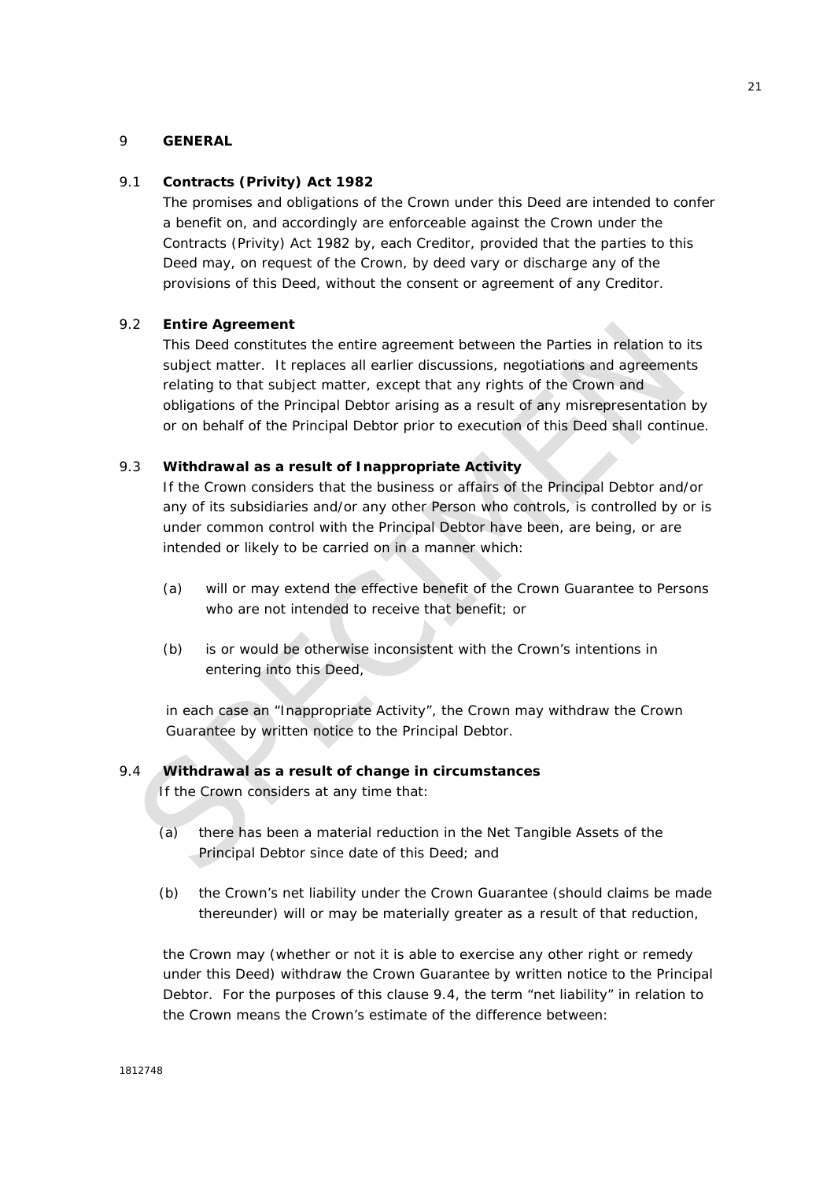## 9 GENERAL

### 9.1 Contracts (Privity) Act 1982

The promises and obligations of the Crown under this Deed are intended to confer a benefit on, and accordingly are enforceable against the Crown under the Contracts (Privity) Act 1982 by, each Creditor, provided that the parties to this Deed may, on request of the Crown, by deed vary or discharge any of the provisions of this Deed, without the consent or agreement of any Creditor.

### 9.2 Entire Agreement

This Deed constitutes the entire agreement between the Parties in relation to its subject matter. It replaces all earlier discussions, negotiations and agreements relating to that subject matter, except that any rights of the Crown and obligations of the Principal Debtor arising as a result of any misrepresentation by or on behalf of the Principal Debtor prior to execution of this Deed shall continue.

### 9.3 Withdrawal as a result of Inappropriate Activity

If the Crown considers that the business or affairs of the Principal Debtor and/or any of its subsidiaries and/or any other Person who controls, is controlled by or is under common control with the Principal Debtor have been, are being, or are intended or likely to be carried on in a manner which:

(a) will or may extend the effective benefit of the Crown Guarantee to Persons who are not intended to receive that benefit; or

(b) is or would be otherwise inconsistent with the Crown's intentions in entering into this Deed,

in each case an "Inappropriate Activity", the Crown may withdraw the Crown Guarantee by written notice to the Principal Debtor.

### 9.4 Withdrawal as a result of change in circumstances

If the Crown considers at any time that:

(a) there has been a material reduction in the Net Tangible Assets of the Principal Debtor since date of this Deed; and

(b) the Crown's net liability under the Crown Guarantee (should claims be made thereunder) will or may be materially greater as a result of that reduction,

the Crown may (whether or not it is able to exercise any other right or remedy under this Deed) withdraw the Crown Guarantee by written notice to the Principal Debtor. For the purposes of this clause 9.4, the term "net liability" in relation to the Crown means the Crown's estimate of the difference between: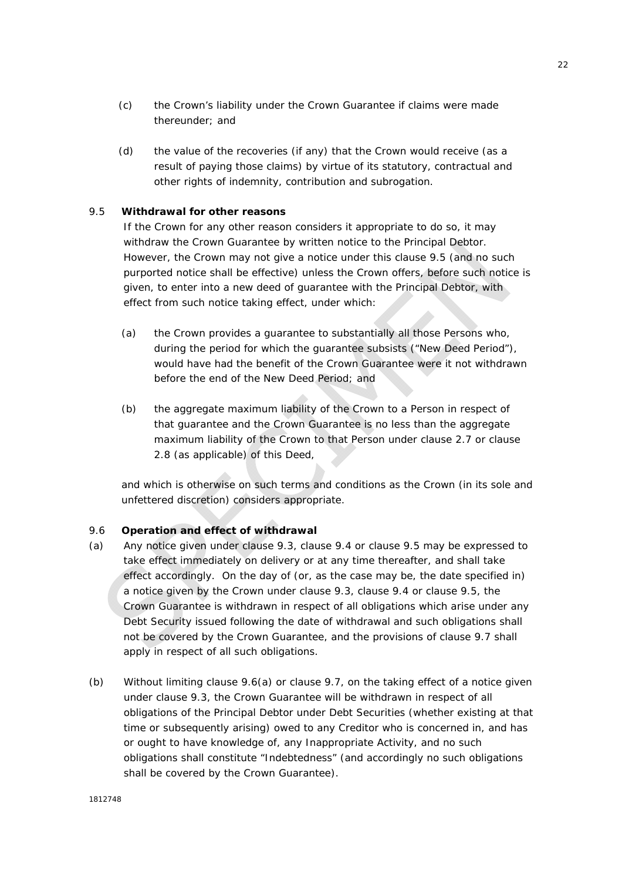(c) the Crown's liability under the Crown Guarantee if claims were made thereunder; and

(d) the value of the recoveries (if any) that the Crown would receive (as a result of paying those claims) by virtue of its statutory, contractual and other rights of indemnity, contribution and subrogation.

### 9.5 Withdrawal for other reasons

If the Crown for any other reason considers it appropriate to do so, it may withdraw the Crown Guarantee by written notice to the Principal Debtor. However, the Crown may not give a notice under this clause 9.5 (and no such purported notice shall be effective) unless the Crown offers, before such notice is given, to enter into a new deed of guarantee with the Principal Debtor, with effect from such notice taking effect, under which:

(a) the Crown provides a guarantee to substantially all those Persons who, during the period for which the guarantee subsists ("New Deed Period"), would have had the benefit of the Crown Guarantee were it not withdrawn before the end of the New Deed Period; and

(b) the aggregate maximum liability of the Crown to a Person in respect of that guarantee and the Crown Guarantee is no less than the aggregate maximum liability of the Crown to that Person under clause 2.7 or clause 2.8 (as applicable) of this Deed,

and which is otherwise on such terms and conditions as the Crown (in its sole and unfettered discretion) considers appropriate.

### 9.6 Operation and effect of withdrawal

(a) Any notice given under clause 9.3, clause 9.4 or clause 9.5 may be expressed to take effect immediately on delivery or at any time thereafter, and shall take effect accordingly. On the day of (or, as the case may be, the date specified in) a notice given by the Crown under clause 9.3, clause 9.4 or clause 9.5, the Crown Guarantee is withdrawn in respect of all obligations which arise under any Debt Security issued following the date of withdrawal and such obligations shall not be covered by the Crown Guarantee, and the provisions of clause 9.7 shall apply in respect of all such obligations.

(b) Without limiting clause 9.6(a) or clause 9.7, on the taking effect of a notice given under clause 9.3, the Crown Guarantee will be withdrawn in respect of all obligations of the Principal Debtor under Debt Securities (whether existing at that time or subsequently arising) owed to any Creditor who is concerned in, and has or ought to have knowledge of, any Inappropriate Activity, and no such obligations shall constitute "Indebtedness" (and accordingly no such obligations shall be covered by the Crown Guarantee).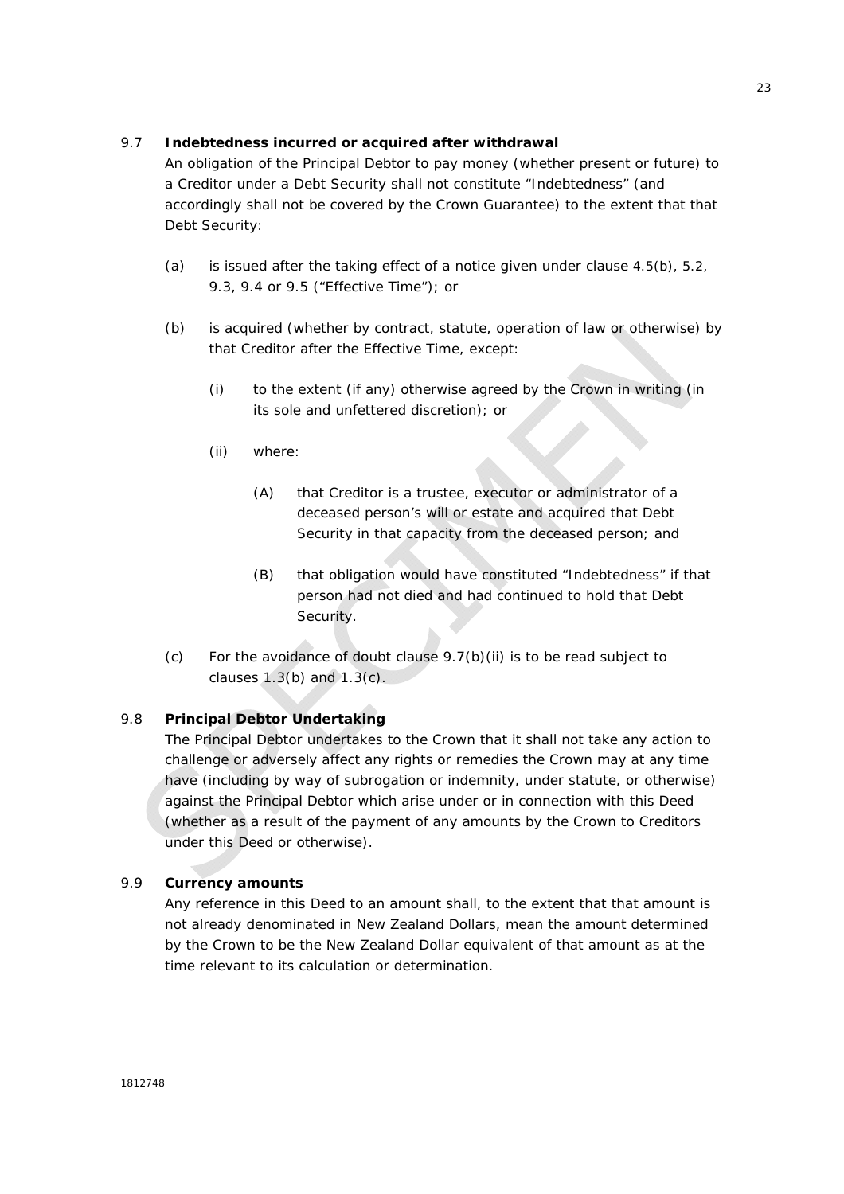### 9.7 **Indebtedness incurred or acquired after withdrawal**

An obligation of the Principal Debtor to pay money (whether present or future) to a Creditor under a Debt Security shall not constitute "Indebtedness" (and accordingly shall not be covered by the Crown Guarantee) to the extent that that Debt Security:

(a) is issued after the taking effect of a notice given under clause 4.5(b), 5.2, 9.3, 9.4 or 9.5 ("Effective Time"); or

(b) is acquired (whether by contract, statute, operation of law or otherwise) by that Creditor after the Effective Time, except:

 (i) to the extent (if any) otherwise agreed by the Crown in writing (in its sole and unfettered discretion); or

 (ii) where:

  (A) that Creditor is a trustee, executor or administrator of a deceased person's will or estate and acquired that Debt Security in that capacity from the deceased person; and

  (B) that obligation would have constituted "Indebtedness" if that person had not died and had continued to hold that Debt Security.

(c) For the avoidance of doubt clause 9.7(b)(ii) is to be read subject to clauses 1.3(b) and 1.3(c).

### 9.8 **Principal Debtor Undertaking**

The Principal Debtor undertakes to the Crown that it shall not take any action to challenge or adversely affect any rights or remedies the Crown may at any time have (including by way of subrogation or indemnity, under statute, or otherwise) against the Principal Debtor which arise under or in connection with this Deed (whether as a result of the payment of any amounts by the Crown to Creditors under this Deed or otherwise).

### 9.9 **Currency amounts**

Any reference in this Deed to an amount shall, to the extent that that amount is not already denominated in New Zealand Dollars, mean the amount determined by the Crown to be the New Zealand Dollar equivalent of that amount as at the time relevant to its calculation or determination.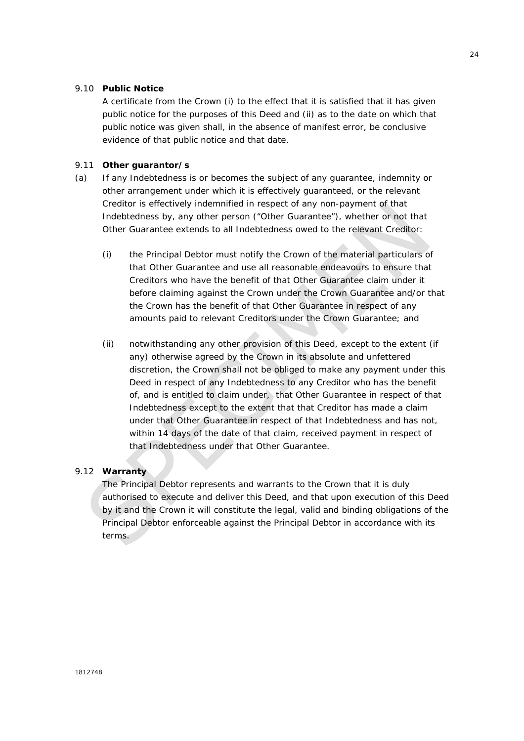**9.10 Public Notice**

A certificate from the Crown (i) to the effect that it is satisfied that it has given public notice for the purposes of this Deed and (ii) as to the date on which that public notice was given shall, in the absence of manifest error, be conclusive evidence of that public notice and that date.

**9.11 Other guarantor/s**

(a) If any Indebtedness is or becomes the subject of any guarantee, indemnity or other arrangement under which it is effectively guaranteed, or the relevant Creditor is effectively indemnified in respect of any non-payment of that Indebtedness by, any other person ("Other Guarantee"), whether or not that Other Guarantee extends to all Indebtedness owed to the relevant Creditor:

(i) the Principal Debtor must notify the Crown of the material particulars of that Other Guarantee and use all reasonable endeavours to ensure that Creditors who have the benefit of that Other Guarantee claim under it before claiming against the Crown under the Crown Guarantee and/or that the Crown has the benefit of that Other Guarantee in respect of any amounts paid to relevant Creditors under the Crown Guarantee; and

(ii) notwithstanding any other provision of this Deed, except to the extent (if any) otherwise agreed by the Crown in its absolute and unfettered discretion, the Crown shall not be obliged to make any payment under this Deed in respect of any Indebtedness to any Creditor who has the benefit of, and is entitled to claim under, that Other Guarantee in respect of that Indebtedness except to the extent that that Creditor has made a claim under that Other Guarantee in respect of that Indebtedness and has not, within 14 days of the date of that claim, received payment in respect of that Indebtedness under that Other Guarantee.

**9.12 Warranty**

The Principal Debtor represents and warrants to the Crown that it is duly authorised to execute and deliver this Deed, and that upon execution of this Deed by it and the Crown it will constitute the legal, valid and binding obligations of the Principal Debtor enforceable against the Principal Debtor in accordance with its terms.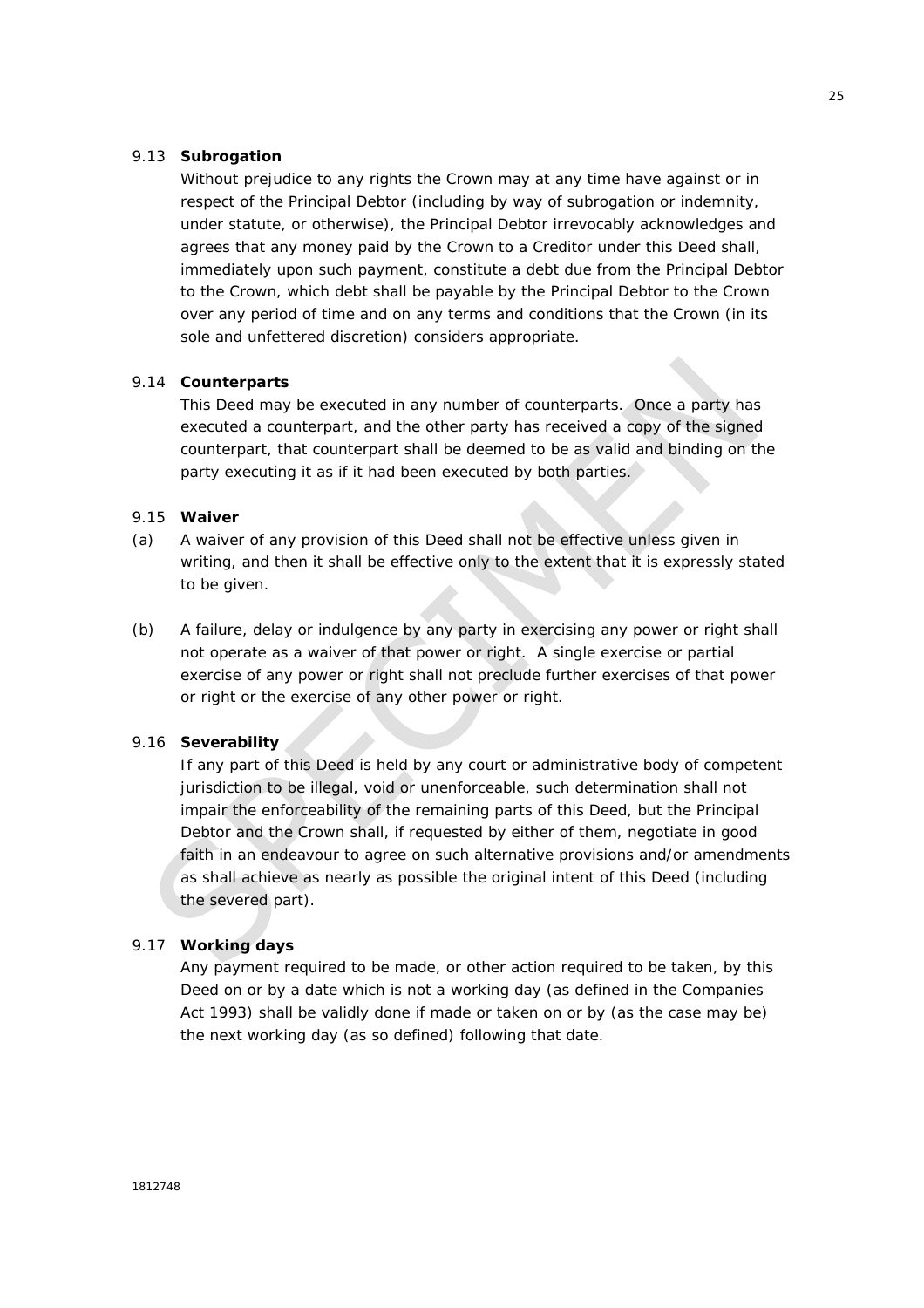### 9.13 Subrogation

Without prejudice to any rights the Crown may at any time have against or in respect of the Principal Debtor (including by way of subrogation or indemnity, under statute, or otherwise), the Principal Debtor irrevocably acknowledges and agrees that any money paid by the Crown to a Creditor under this Deed shall, immediately upon such payment, constitute a debt due from the Principal Debtor to the Crown, which debt shall be payable by the Principal Debtor to the Crown over any period of time and on any terms and conditions that the Crown (in its sole and unfettered discretion) considers appropriate.

### 9.14 Counterparts

This Deed may be executed in any number of counterparts. Once a party has executed a counterpart, and the other party has received a copy of the signed counterpart, that counterpart shall be deemed to be as valid and binding on the party executing it as if it had been executed by both parties.

### 9.15 Waiver

(a) A waiver of any provision of this Deed shall not be effective unless given in writing, and then it shall be effective only to the extent that it is expressly stated to be given.

(b) A failure, delay or indulgence by any party in exercising any power or right shall not operate as a waiver of that power or right. A single exercise or partial exercise of any power or right shall not preclude further exercises of that power or right or the exercise of any other power or right.

### 9.16 Severability

If any part of this Deed is held by any court or administrative body of competent jurisdiction to be illegal, void or unenforceable, such determination shall not impair the enforceability of the remaining parts of this Deed, but the Principal Debtor and the Crown shall, if requested by either of them, negotiate in good faith in an endeavour to agree on such alternative provisions and/or amendments as shall achieve as nearly as possible the original intent of this Deed (including the severed part).

### 9.17 Working days

Any payment required to be made, or other action required to be taken, by this Deed on or by a date which is not a working day (as defined in the Companies Act 1993) shall be validly done if made or taken on or by (as the case may be) the next working day (as so defined) following that date.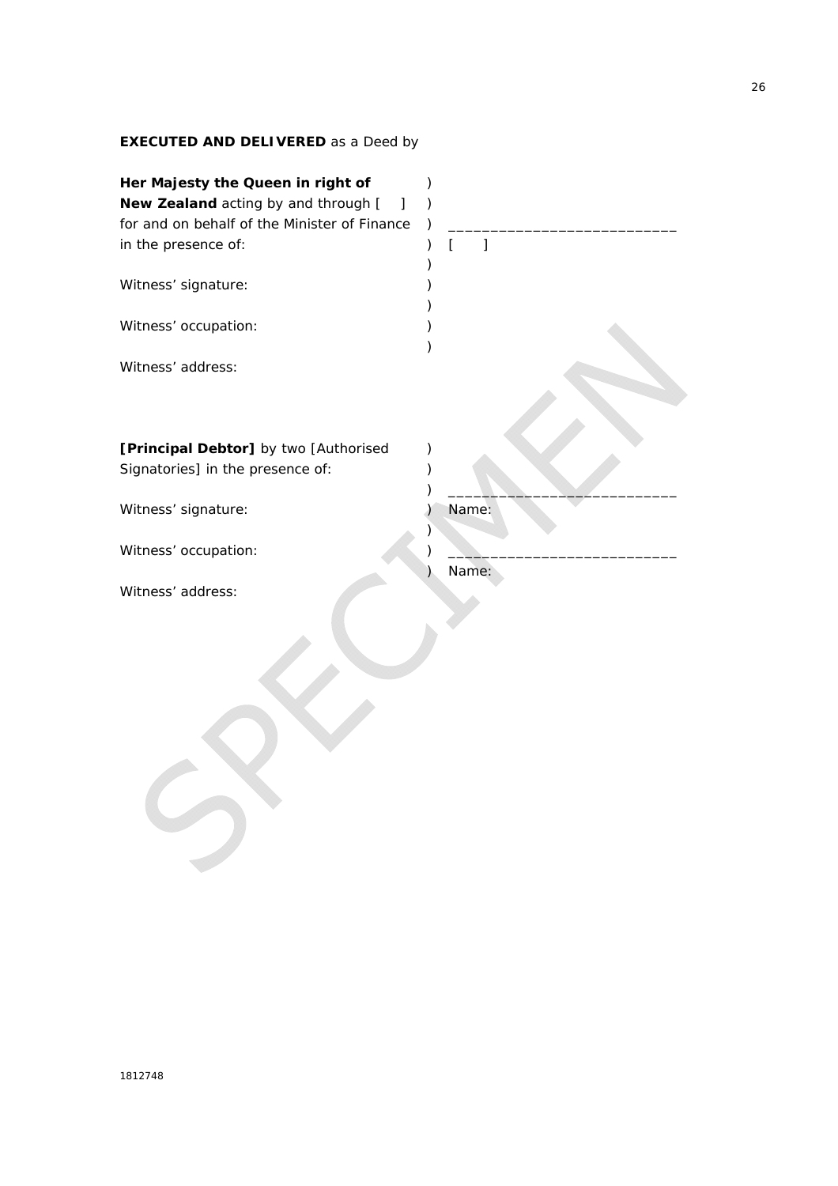**EXECUTED AND DELIVERED** as a Deed by

| | | |
|---|---|---|
| **Her Majesty the Queen in right of New Zealand** acting by and through [ ] for and on behalf of the Minister of Finance in the presence of: | ) | ___________________________ |
| | ) | [ ] |
| Witness' signature: | ) | |
| Witness' occupation: | ) | |
| Witness' address: | | |

| | | |
|---|---|---|
| **[Principal Debtor]** by two [Authorised Signatories] in the presence of: | ) | ___________________________ |
| Witness' signature: | ) | Name: |
| | ) | ___________________________ |
| Witness' occupation: | ) | Name: |
| Witness' address: | | |

SPECIMEN

1812748